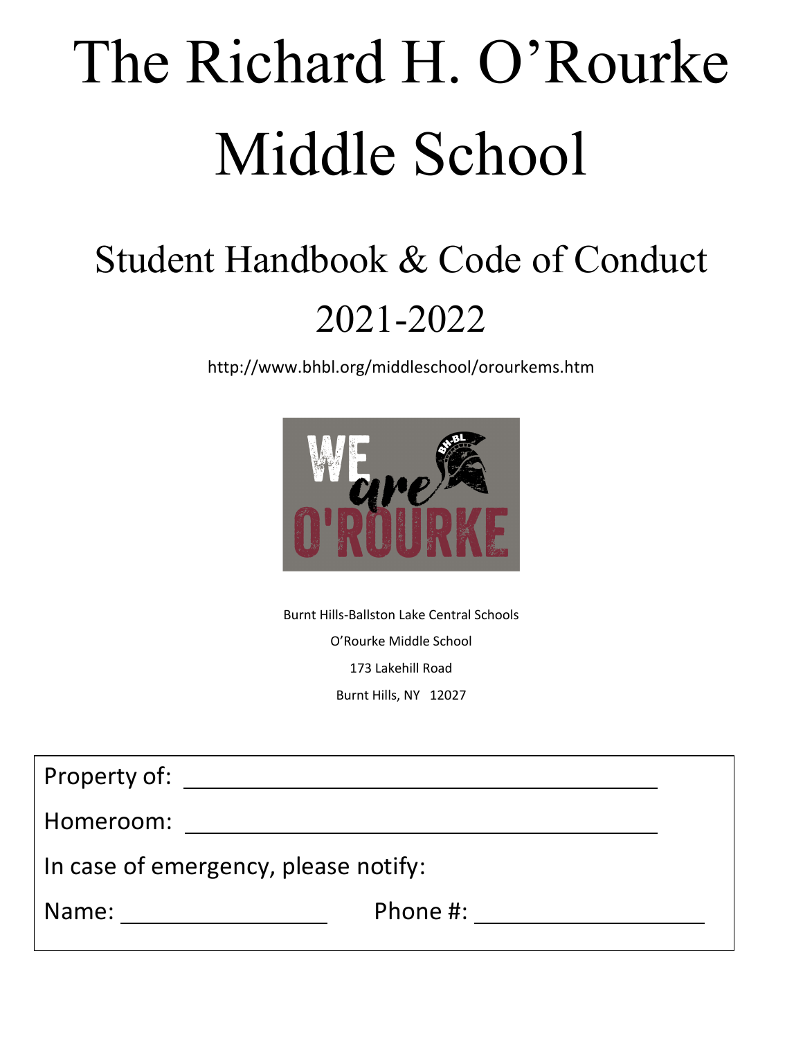# The Richard H. O'Rourke Middle School

## Student Handbook & Code of Conduct 2021-2022

http://www.bhbl.org/middleschool/orourkems.htm

Burnt Hills-Ballston Lake Central Schools

O'Rourke Middle School

173 Lakehill Road

Burnt Hills, NY 12027

Property of: ______________________________

Homeroom: ______________________________

In case of emergency, please notify:

Name: ________________ Phone #: ________________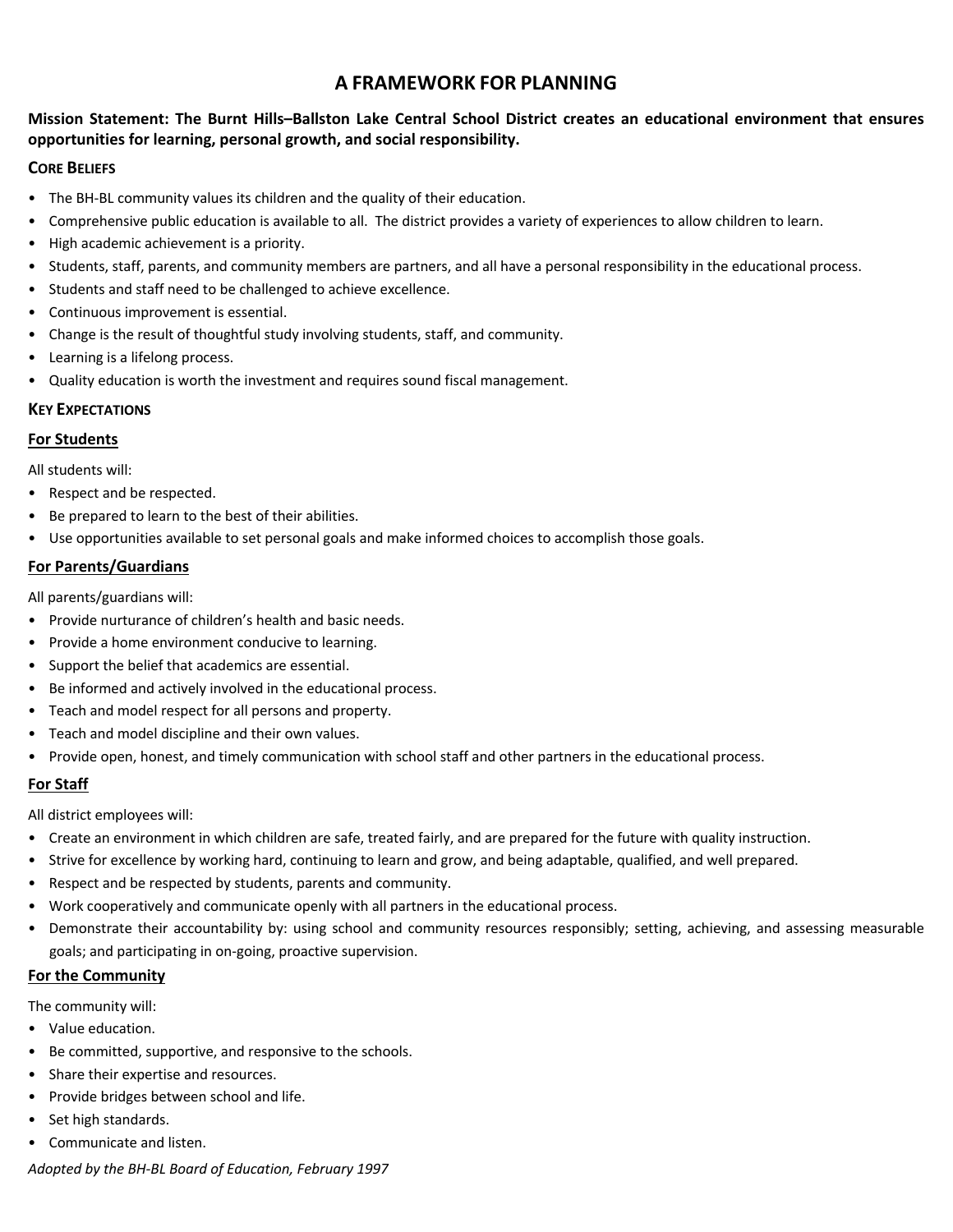# A FRAMEWORK FOR PLANNING

**Mission Statement: The Burnt Hills–Ballston Lake Central School District creates an educational environment that ensures opportunities for learning, personal growth, and social responsibility.**

### Core Beliefs

- The BH-BL community values its children and the quality of their education.
- Comprehensive public education is available to all. The district provides a variety of experiences to allow children to learn.
- High academic achievement is a priority.
- Students, staff, parents, and community members are partners, and all have a personal responsibility in the educational process.
- Students and staff need to be challenged to achieve excellence.
- Continuous improvement is essential.
- Change is the result of thoughtful study involving students, staff, and community.
- Learning is a lifelong process.
- Quality education is worth the investment and requires sound fiscal management.

### Key Expectations

#### For Students

All students will:

- Respect and be respected.
- Be prepared to learn to the best of their abilities.
- Use opportunities available to set personal goals and make informed choices to accomplish those goals.

#### For Parents/Guardians

All parents/guardians will:

- Provide nurturance of children's health and basic needs.
- Provide a home environment conducive to learning.
- Support the belief that academics are essential.
- Be informed and actively involved in the educational process.
- Teach and model respect for all persons and property.
- Teach and model discipline and their own values.
- Provide open, honest, and timely communication with school staff and other partners in the educational process.

#### For Staff

All district employees will:

- Create an environment in which children are safe, treated fairly, and are prepared for the future with quality instruction.
- Strive for excellence by working hard, continuing to learn and grow, and being adaptable, qualified, and well prepared.
- Respect and be respected by students, parents and community.
- Work cooperatively and communicate openly with all partners in the educational process.
- Demonstrate their accountability by: using school and community resources responsibly; setting, achieving, and assessing measurable goals; and participating in on-going, proactive supervision.

#### For the Community

The community will:

- Value education.
- Be committed, supportive, and responsive to the schools.
- Share their expertise and resources.
- Provide bridges between school and life.
- Set high standards.
- Communicate and listen.

*Adopted by the BH-BL Board of Education, February 1997*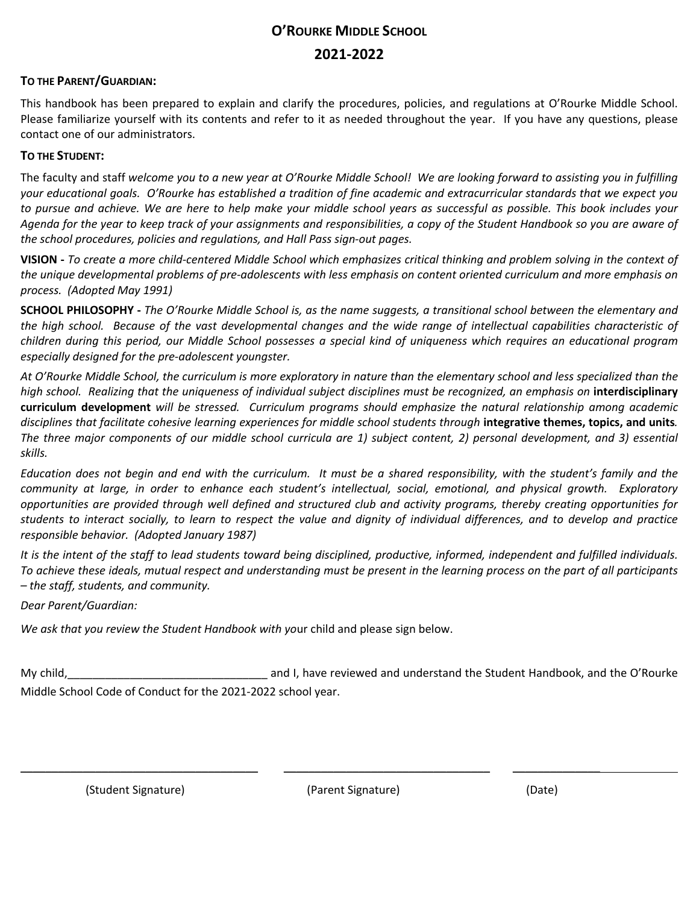# O'Rourke Middle School

## 2021-2022

**To the Parent/Guardian:**

This handbook has been prepared to explain and clarify the procedures, policies, and regulations at O'Rourke Middle School. Please familiarize yourself with its contents and refer to it as needed throughout the year. If you have any questions, please contact one of our administrators.

**To the Student:**

The faculty and staff *welcome you to a new year at O'Rourke Middle School! We are looking forward to assisting you in fulfilling your educational goals. O'Rourke has established a tradition of fine academic and extracurricular standards that we expect you to pursue and achieve. We are here to help make your middle school years as successful as possible. This book includes your Agenda for the year to keep track of your assignments and responsibilities, a copy of the Student Handbook so you are aware of the school procedures, policies and regulations, and Hall Pass sign-out pages.*

**VISION -** *To create a more child-centered Middle School which emphasizes critical thinking and problem solving in the context of the unique developmental problems of pre-adolescents with less emphasis on content oriented curriculum and more emphasis on process. (Adopted May 1991)*

**SCHOOL PHILOSOPHY -** *The O'Rourke Middle School is, as the name suggests, a transitional school between the elementary and the high school. Because of the vast developmental changes and the wide range of intellectual capabilities characteristic of children during this period, our Middle School possesses a special kind of uniqueness which requires an educational program especially designed for the pre-adolescent youngster.*

*At O'Rourke Middle School, the curriculum is more exploratory in nature than the elementary school and less specialized than the high school. Realizing that the uniqueness of individual subject disciplines must be recognized, an emphasis on* **interdisciplinary curriculum development** *will be stressed. Curriculum programs should emphasize the natural relationship among academic disciplines that facilitate cohesive learning experiences for middle school students through* **integrative themes, topics, and units***. The three major components of our middle school curricula are 1) subject content, 2) personal development, and 3) essential skills.*

*Education does not begin and end with the curriculum. It must be a shared responsibility, with the student's family and the community at large, in order to enhance each student's intellectual, social, emotional, and physical growth. Exploratory opportunities are provided through well defined and structured club and activity programs, thereby creating opportunities for students to interact socially, to learn to respect the value and dignity of individual differences, and to develop and practice responsible behavior. (Adopted January 1987)*

*It is the intent of the staff to lead students toward being disciplined, productive, informed, independent and fulfilled individuals. To achieve these ideals, mutual respect and understanding must be present in the learning process on the part of all participants – the staff, students, and community.*

*Dear Parent/Guardian:*

*We ask that you review the Student Handbook with yo*ur child and please sign below.

My child,_______________________________ and I, have reviewed and understand the Student Handbook, and the O'Rourke Middle School Code of Conduct for the 2021-2022 school year.

_____________________________________ _________________________________ _________________________

(Student Signature) (Parent Signature) (Date)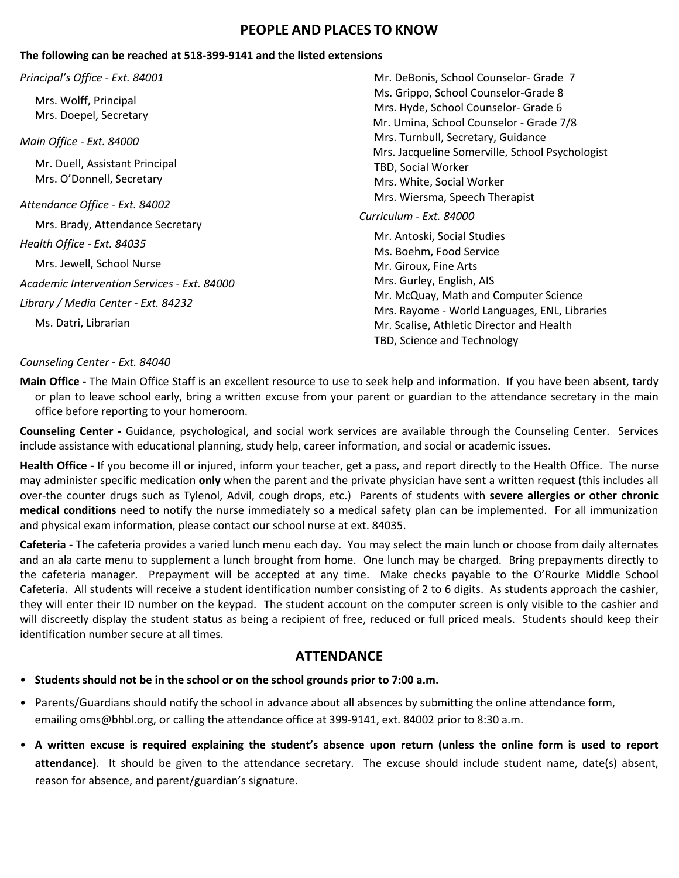## PEOPLE AND PLACES TO KNOW

**The following can be reached at 518-399-9141 and the listed extensions**

*Principal's Office - Ext. 84001*

Mrs. Wolff, Principal
Mrs. Doepel, Secretary

*Main Office - Ext. 84000*

Mr. Duell, Assistant Principal
Mrs. O'Donnell, Secretary

*Attendance Office - Ext. 84002*

Mrs. Brady, Attendance Secretary

*Health Office - Ext. 84035*

Mrs. Jewell, School Nurse

*Academic Intervention Services - Ext. 84000*

*Library / Media Center - Ext. 84232*

Ms. Datri, Librarian

*Counseling Center - Ext. 84040*

Mr. DeBonis, School Counselor- Grade 7
Ms. Grippo, School Counselor-Grade 8
Mrs. Hyde, School Counselor- Grade 6
Mr. Umina, School Counselor - Grade 7/8
Mrs. Turnbull, Secretary, Guidance
Mrs. Jacqueline Somerville, School Psychologist
TBD, Social Worker
Mrs. White, Social Worker
Mrs. Wiersma, Speech Therapist

*Curriculum - Ext. 84000*

Mr. Antoski, Social Studies
Ms. Boehm, Food Service
Mr. Giroux, Fine Arts
Mrs. Gurley, English, AIS
Mr. McQuay, Math and Computer Science
Mrs. Rayome - World Languages, ENL, Libraries
Mr. Scalise, Athletic Director and Health
TBD, Science and Technology

**Main Office -** The Main Office Staff is an excellent resource to use to seek help and information. If you have been absent, tardy or plan to leave school early, bring a written excuse from your parent or guardian to the attendance secretary in the main office before reporting to your homeroom.

**Counseling Center -** Guidance, psychological, and social work services are available through the Counseling Center. Services include assistance with educational planning, study help, career information, and social or academic issues.

**Health Office -** If you become ill or injured, inform your teacher, get a pass, and report directly to the Health Office. The nurse may administer specific medication **only** when the parent and the private physician have sent a written request (this includes all over-the counter drugs such as Tylenol, Advil, cough drops, etc.) Parents of students with **severe allergies or other chronic medical conditions** need to notify the nurse immediately so a medical safety plan can be implemented. For all immunization and physical exam information, please contact our school nurse at ext. 84035.

**Cafeteria -** The cafeteria provides a varied lunch menu each day. You may select the main lunch or choose from daily alternates and an ala carte menu to supplement a lunch brought from home. One lunch may be charged. Bring prepayments directly to the cafeteria manager. Prepayment will be accepted at any time. Make checks payable to the O'Rourke Middle School Cafeteria. All students will receive a student identification number consisting of 2 to 6 digits. As students approach the cashier, they will enter their ID number on the keypad. The student account on the computer screen is only visible to the cashier and will discreetly display the student status as being a recipient of free, reduced or full priced meals. Students should keep their identification number secure at all times.

## ATTENDANCE

- **Students should not be in the school or on the school grounds prior to 7:00 a.m.**
- Parents/Guardians should notify the school in advance about all absences by submitting the online attendance form, emailing oms@bhbl.org, or calling the attendance office at 399-9141, ext. 84002 prior to 8:30 a.m.
- **A written excuse is required explaining the student's absence upon return (unless the online form is used to report attendance)**. It should be given to the attendance secretary. The excuse should include student name, date(s) absent, reason for absence, and parent/guardian's signature.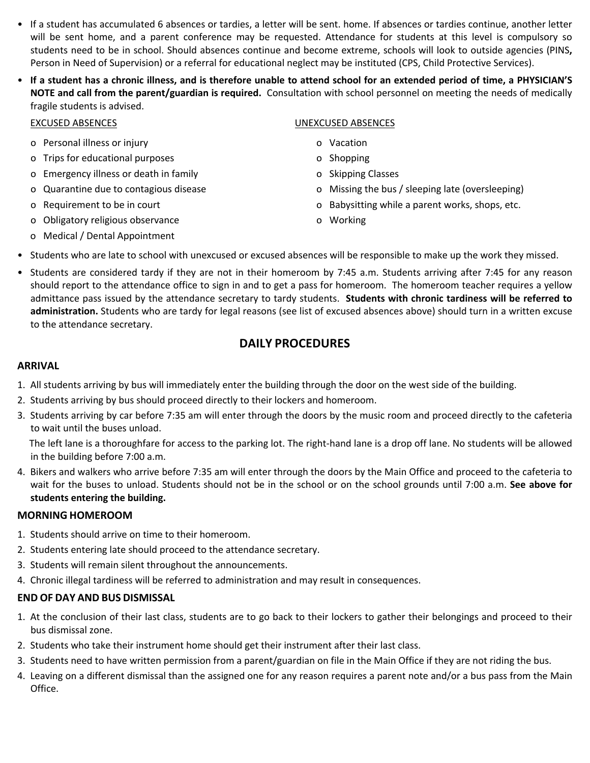- If a student has accumulated 6 absences or tardies, a letter will be sent. home. If absences or tardies continue, another letter will be sent home, and a parent conference may be requested. Attendance for students at this level is compulsory so students need to be in school. Should absences continue and become extreme, schools will look to outside agencies (PINS**,** Person in Need of Supervision) or a referral for educational neglect may be instituted (CPS, Child Protective Services).
- **If a student has a chronic illness, and is therefore unable to attend school for an extended period of time, a PHYSICIAN'S NOTE and call from the parent/guardian is required.** Consultation with school personnel on meeting the needs of medically fragile students is advised.

EXCUSED ABSENCES

- Personal illness or injury
- Trips for educational purposes
- Emergency illness or death in family
- Quarantine due to contagious disease
- Requirement to be in court
- Obligatory religious observance
- Medical / Dental Appointment

UNEXCUSED ABSENCES

- Vacation
- Shopping
- Skipping Classes
- Missing the bus / sleeping late (oversleeping)
- Babysitting while a parent works, shops, etc.
- Working

- Students who are late to school with unexcused or excused absences will be responsible to make up the work they missed.
- Students are considered tardy if they are not in their homeroom by 7:45 a.m. Students arriving after 7:45 for any reason should report to the attendance office to sign in and to get a pass for homeroom. The homeroom teacher requires a yellow admittance pass issued by the attendance secretary to tardy students. **Students with chronic tardiness will be referred to administration.** Students who are tardy for legal reasons (see list of excused absences above) should turn in a written excuse to the attendance secretary.

## DAILY PROCEDURES

### ARRIVAL

1. All students arriving by bus will immediately enter the building through the door on the west side of the building.
2. Students arriving by bus should proceed directly to their lockers and homeroom.
3. Students arriving by car before 7:35 am will enter through the doors by the music room and proceed directly to the cafeteria to wait until the buses unload.

   The left lane is a thoroughfare for access to the parking lot. The right-hand lane is a drop off lane. No students will be allowed in the building before 7:00 a.m.
4. Bikers and walkers who arrive before 7:35 am will enter through the doors by the Main Office and proceed to the cafeteria to wait for the buses to unload. Students should not be in the school or on the school grounds until 7:00 a.m. **See above for students entering the building.**

### MORNING HOMEROOM

1. Students should arrive on time to their homeroom.
2. Students entering late should proceed to the attendance secretary.
3. Students will remain silent throughout the announcements.
4. Chronic illegal tardiness will be referred to administration and may result in consequences.

### END OF DAY AND BUS DISMISSAL

1. At the conclusion of their last class, students are to go back to their lockers to gather their belongings and proceed to their bus dismissal zone.
2. Students who take their instrument home should get their instrument after their last class.
3. Students need to have written permission from a parent/guardian on file in the Main Office if they are not riding the bus.
4. Leaving on a different dismissal than the assigned one for any reason requires a parent note and/or a bus pass from the Main Office.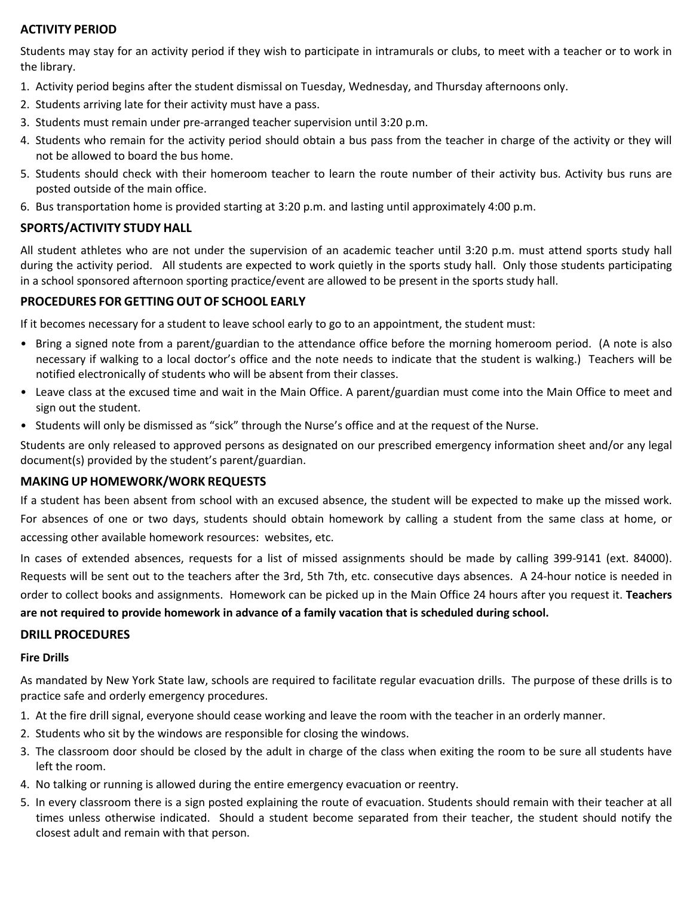## ACTIVITY PERIOD

Students may stay for an activity period if they wish to participate in intramurals or clubs, to meet with a teacher or to work in the library.

1. Activity period begins after the student dismissal on Tuesday, Wednesday, and Thursday afternoons only.
2. Students arriving late for their activity must have a pass.
3. Students must remain under pre-arranged teacher supervision until 3:20 p.m.
4. Students who remain for the activity period should obtain a bus pass from the teacher in charge of the activity or they will not be allowed to board the bus home.
5. Students should check with their homeroom teacher to learn the route number of their activity bus. Activity bus runs are posted outside of the main office.
6. Bus transportation home is provided starting at 3:20 p.m. and lasting until approximately 4:00 p.m.

## SPORTS/ACTIVITY STUDY HALL

All student athletes who are not under the supervision of an academic teacher until 3:20 p.m. must attend sports study hall during the activity period. All students are expected to work quietly in the sports study hall. Only those students participating in a school sponsored afternoon sporting practice/event are allowed to be present in the sports study hall.

## PROCEDURES FOR GETTING OUT OF SCHOOL EARLY

If it becomes necessary for a student to leave school early to go to an appointment, the student must:

- Bring a signed note from a parent/guardian to the attendance office before the morning homeroom period. (A note is also necessary if walking to a local doctor's office and the note needs to indicate that the student is walking.) Teachers will be notified electronically of students who will be absent from their classes.
- Leave class at the excused time and wait in the Main Office. A parent/guardian must come into the Main Office to meet and sign out the student.
- Students will only be dismissed as "sick" through the Nurse's office and at the request of the Nurse.

Students are only released to approved persons as designated on our prescribed emergency information sheet and/or any legal document(s) provided by the student's parent/guardian.

## MAKING UP HOMEWORK/WORK REQUESTS

If a student has been absent from school with an excused absence, the student will be expected to make up the missed work. For absences of one or two days, students should obtain homework by calling a student from the same class at home, or accessing other available homework resources: websites, etc.

In cases of extended absences, requests for a list of missed assignments should be made by calling 399-9141 (ext. 84000). Requests will be sent out to the teachers after the 3rd, 5th 7th, etc. consecutive days absences. A 24-hour notice is needed in order to collect books and assignments. Homework can be picked up in the Main Office 24 hours after you request it. **Teachers are not required to provide homework in advance of a family vacation that is scheduled during school.**

## DRILL PROCEDURES

### Fire Drills

As mandated by New York State law, schools are required to facilitate regular evacuation drills. The purpose of these drills is to practice safe and orderly emergency procedures.

1. At the fire drill signal, everyone should cease working and leave the room with the teacher in an orderly manner.
2. Students who sit by the windows are responsible for closing the windows.
3. The classroom door should be closed by the adult in charge of the class when exiting the room to be sure all students have left the room.
4. No talking or running is allowed during the entire emergency evacuation or reentry.
5. In every classroom there is a sign posted explaining the route of evacuation. Students should remain with their teacher at all times unless otherwise indicated. Should a student become separated from their teacher, the student should notify the closest adult and remain with that person.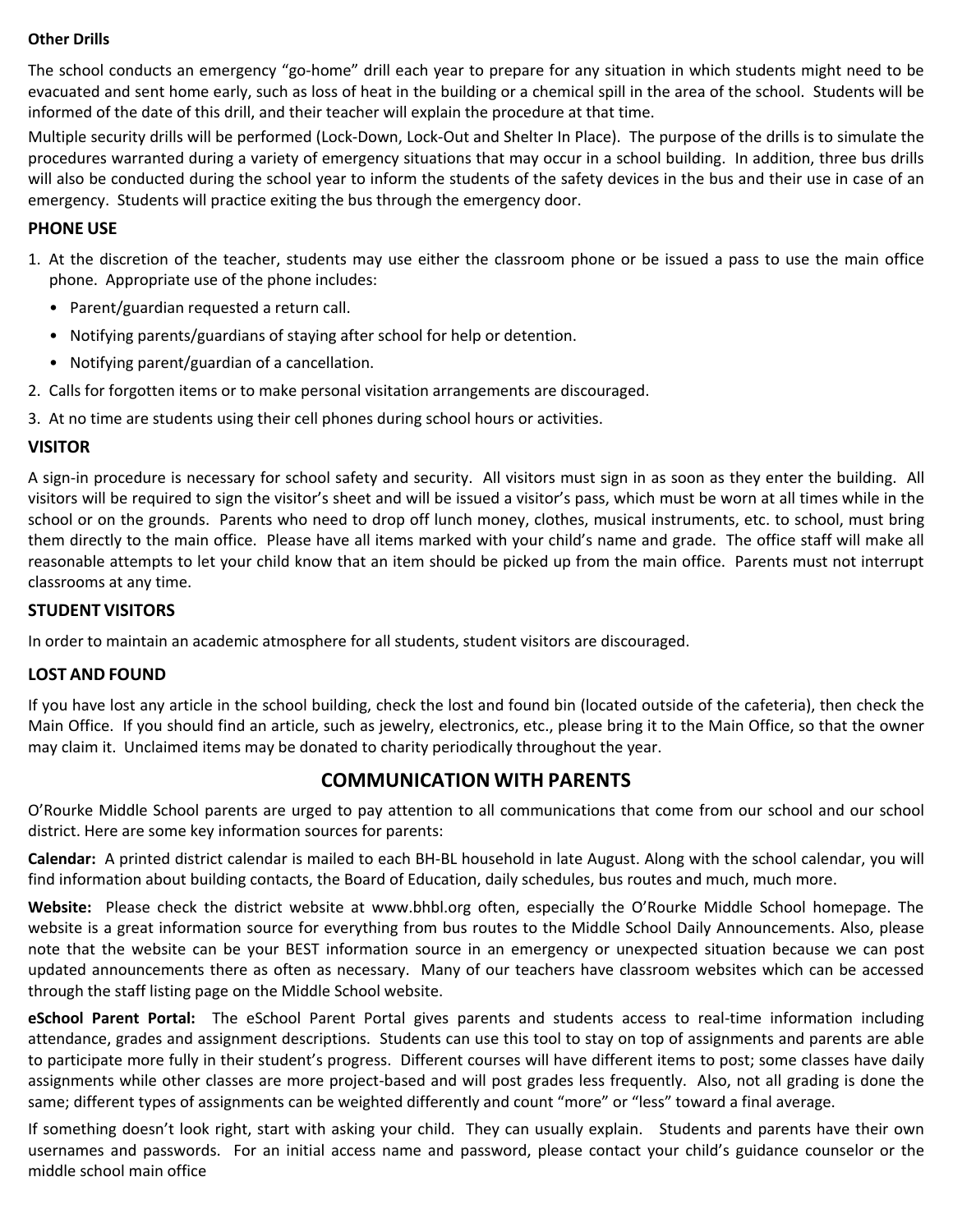**Other Drills**

The school conducts an emergency "go-home" drill each year to prepare for any situation in which students might need to be evacuated and sent home early, such as loss of heat in the building or a chemical spill in the area of the school. Students will be informed of the date of this drill, and their teacher will explain the procedure at that time.

Multiple security drills will be performed (Lock-Down, Lock-Out and Shelter In Place). The purpose of the drills is to simulate the procedures warranted during a variety of emergency situations that may occur in a school building. In addition, three bus drills will also be conducted during the school year to inform the students of the safety devices in the bus and their use in case of an emergency. Students will practice exiting the bus through the emergency door.

## PHONE USE

1. At the discretion of the teacher, students may use either the classroom phone or be issued a pass to use the main office phone. Appropriate use of the phone includes:
   - Parent/guardian requested a return call.
   - Notifying parents/guardians of staying after school for help or detention.
   - Notifying parent/guardian of a cancellation.
2. Calls for forgotten items or to make personal visitation arrangements are discouraged.
3. At no time are students using their cell phones during school hours or activities.

## VISITOR

A sign-in procedure is necessary for school safety and security. All visitors must sign in as soon as they enter the building. All visitors will be required to sign the visitor's sheet and will be issued a visitor's pass, which must be worn at all times while in the school or on the grounds. Parents who need to drop off lunch money, clothes, musical instruments, etc. to school, must bring them directly to the main office. Please have all items marked with your child's name and grade. The office staff will make all reasonable attempts to let your child know that an item should be picked up from the main office. Parents must not interrupt classrooms at any time.

## STUDENT VISITORS

In order to maintain an academic atmosphere for all students, student visitors are discouraged.

## LOST AND FOUND

If you have lost any article in the school building, check the lost and found bin (located outside of the cafeteria), then check the Main Office. If you should find an article, such as jewelry, electronics, etc., please bring it to the Main Office, so that the owner may claim it. Unclaimed items may be donated to charity periodically throughout the year.

# COMMUNICATION WITH PARENTS

O'Rourke Middle School parents are urged to pay attention to all communications that come from our school and our school district. Here are some key information sources for parents:

**Calendar:** A printed district calendar is mailed to each BH-BL household in late August. Along with the school calendar, you will find information about building contacts, the Board of Education, daily schedules, bus routes and much, much more.

**Website:** Please check the district website at www.bhbl.org often, especially the O'Rourke Middle School homepage. The website is a great information source for everything from bus routes to the Middle School Daily Announcements. Also, please note that the website can be your BEST information source in an emergency or unexpected situation because we can post updated announcements there as often as necessary. Many of our teachers have classroom websites which can be accessed through the staff listing page on the Middle School website.

**eSchool Parent Portal:** The eSchool Parent Portal gives parents and students access to real-time information including attendance, grades and assignment descriptions. Students can use this tool to stay on top of assignments and parents are able to participate more fully in their student's progress. Different courses will have different items to post; some classes have daily assignments while other classes are more project-based and will post grades less frequently. Also, not all grading is done the same; different types of assignments can be weighted differently and count "more" or "less" toward a final average.

If something doesn't look right, start with asking your child. They can usually explain. Students and parents have their own usernames and passwords. For an initial access name and password, please contact your child's guidance counselor or the middle school main office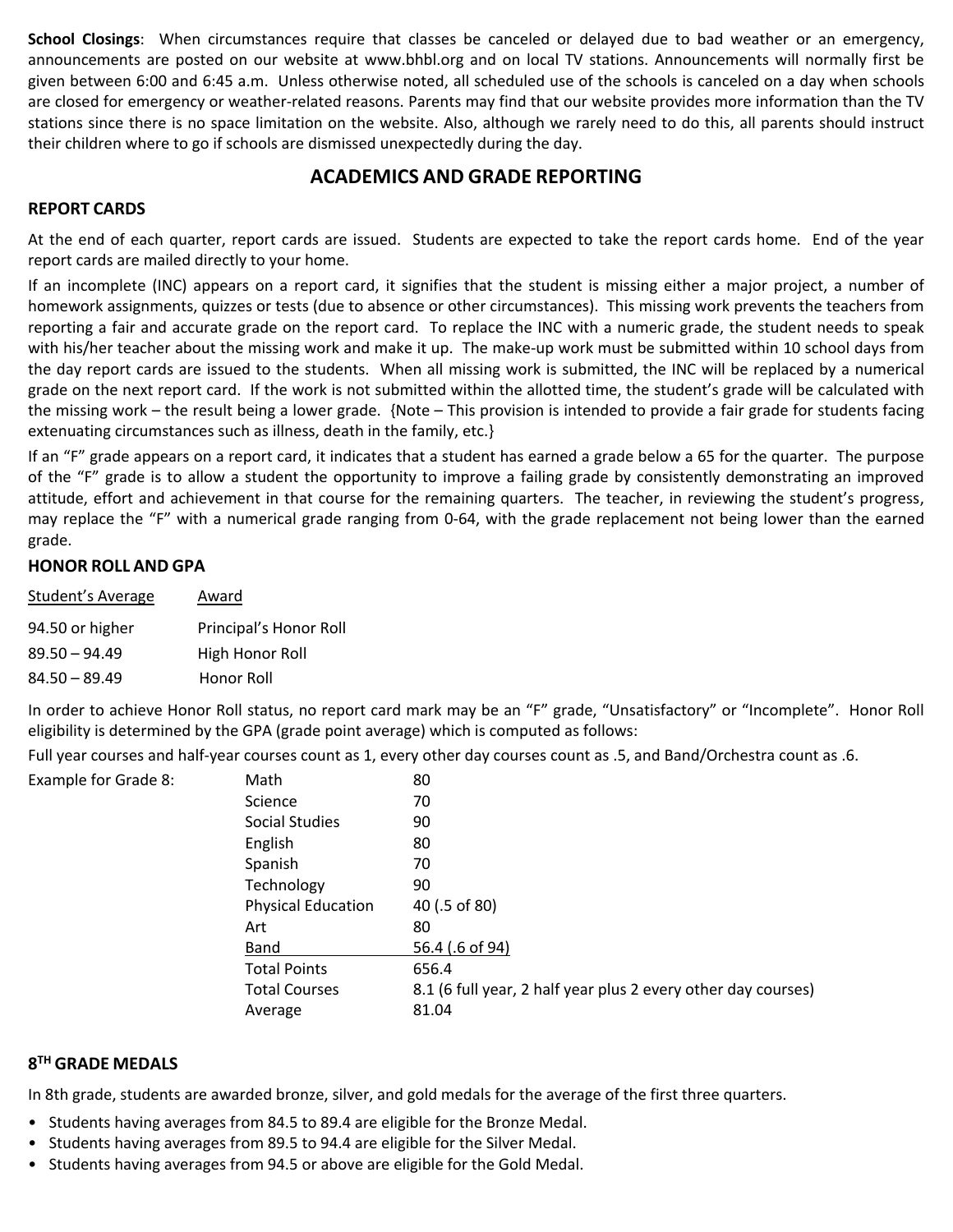**School Closings**: When circumstances require that classes be canceled or delayed due to bad weather or an emergency, announcements are posted on our website at www.bhbl.org and on local TV stations. Announcements will normally first be given between 6:00 and 6:45 a.m. Unless otherwise noted, all scheduled use of the schools is canceled on a day when schools are closed for emergency or weather-related reasons. Parents may find that our website provides more information than the TV stations since there is no space limitation on the website. Also, although we rarely need to do this, all parents should instruct their children where to go if schools are dismissed unexpectedly during the day.

## ACADEMICS AND GRADE REPORTING

### REPORT CARDS

At the end of each quarter, report cards are issued. Students are expected to take the report cards home. End of the year report cards are mailed directly to your home.

If an incomplete (INC) appears on a report card, it signifies that the student is missing either a major project, a number of homework assignments, quizzes or tests (due to absence or other circumstances). This missing work prevents the teachers from reporting a fair and accurate grade on the report card. To replace the INC with a numeric grade, the student needs to speak with his/her teacher about the missing work and make it up. The make-up work must be submitted within 10 school days from the day report cards are issued to the students. When all missing work is submitted, the INC will be replaced by a numerical grade on the next report card. If the work is not submitted within the allotted time, the student's grade will be calculated with the missing work – the result being a lower grade. {Note – This provision is intended to provide a fair grade for students facing extenuating circumstances such as illness, death in the family, etc.}

If an "F" grade appears on a report card, it indicates that a student has earned a grade below a 65 for the quarter. The purpose of the "F" grade is to allow a student the opportunity to improve a failing grade by consistently demonstrating an improved attitude, effort and achievement in that course for the remaining quarters. The teacher, in reviewing the student's progress, may replace the "F" with a numerical grade ranging from 0-64, with the grade replacement not being lower than the earned grade.

### HONOR ROLL AND GPA

| Student's Average | Award |
|---|---|
| 94.50 or higher | Principal's Honor Roll |
| 89.50 – 94.49 | High Honor Roll |
| 84.50 – 89.49 | Honor Roll |

In order to achieve Honor Roll status, no report card mark may be an "F" grade, "Unsatisfactory" or "Incomplete". Honor Roll eligibility is determined by the GPA (grade point average) which is computed as follows:

Full year courses and half-year courses count as 1, every other day courses count as .5, and Band/Orchestra count as .6.

| Example for Grade 8: | | |
|---|---|---|
| | Math | 80 |
| | Science | 70 |
| | Social Studies | 90 |
| | English | 80 |
| | Spanish | 70 |
| | Technology | 90 |
| | Physical Education | 40 (.5 of 80) |
| | Art | 80 |
| | Band | 56.4 (.6 of 94) |
| | Total Points | 656.4 |
| | Total Courses | 8.1 (6 full year, 2 half year plus 2 every other day courses) |
| | Average | 81.04 |

### 8TH GRADE MEDALS

In 8th grade, students are awarded bronze, silver, and gold medals for the average of the first three quarters.

- Students having averages from 84.5 to 89.4 are eligible for the Bronze Medal.
- Students having averages from 89.5 to 94.4 are eligible for the Silver Medal.
- Students having averages from 94.5 or above are eligible for the Gold Medal.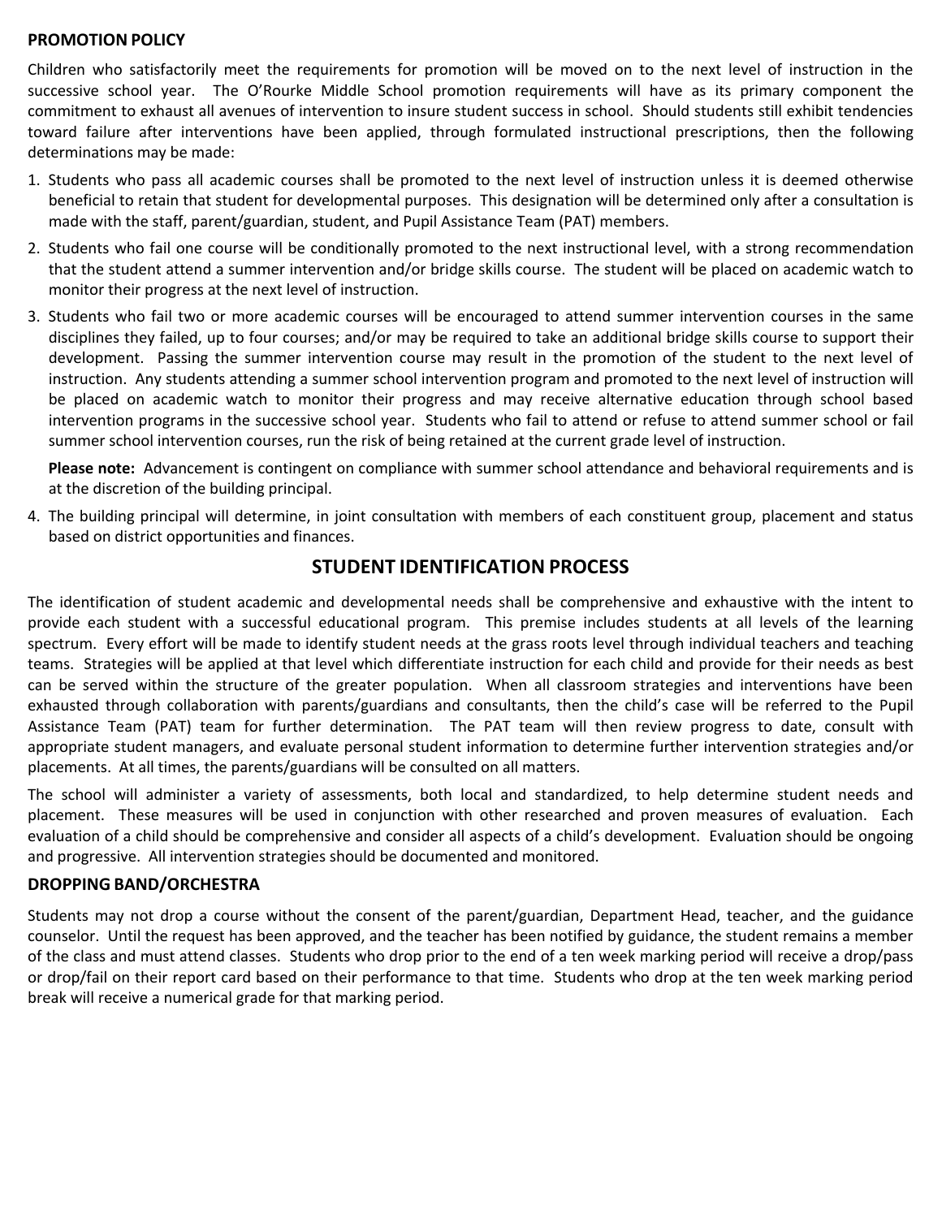## PROMOTION POLICY

Children who satisfactorily meet the requirements for promotion will be moved on to the next level of instruction in the successive school year. The O'Rourke Middle School promotion requirements will have as its primary component the commitment to exhaust all avenues of intervention to insure student success in school. Should students still exhibit tendencies toward failure after interventions have been applied, through formulated instructional prescriptions, then the following determinations may be made:

1. Students who pass all academic courses shall be promoted to the next level of instruction unless it is deemed otherwise beneficial to retain that student for developmental purposes. This designation will be determined only after a consultation is made with the staff, parent/guardian, student, and Pupil Assistance Team (PAT) members.
2. Students who fail one course will be conditionally promoted to the next instructional level, with a strong recommendation that the student attend a summer intervention and/or bridge skills course. The student will be placed on academic watch to monitor their progress at the next level of instruction.
3. Students who fail two or more academic courses will be encouraged to attend summer intervention courses in the same disciplines they failed, up to four courses; and/or may be required to take an additional bridge skills course to support their development. Passing the summer intervention course may result in the promotion of the student to the next level of instruction. Any students attending a summer school intervention program and promoted to the next level of instruction will be placed on academic watch to monitor their progress and may receive alternative education through school based intervention programs in the successive school year. Students who fail to attend or refuse to attend summer school or fail summer school intervention courses, run the risk of being retained at the current grade level of instruction.

   **Please note:** Advancement is contingent on compliance with summer school attendance and behavioral requirements and is at the discretion of the building principal.
4. The building principal will determine, in joint consultation with members of each constituent group, placement and status based on district opportunities and finances.

## STUDENT IDENTIFICATION PROCESS

The identification of student academic and developmental needs shall be comprehensive and exhaustive with the intent to provide each student with a successful educational program. This premise includes students at all levels of the learning spectrum. Every effort will be made to identify student needs at the grass roots level through individual teachers and teaching teams. Strategies will be applied at that level which differentiate instruction for each child and provide for their needs as best can be served within the structure of the greater population. When all classroom strategies and interventions have been exhausted through collaboration with parents/guardians and consultants, then the child's case will be referred to the Pupil Assistance Team (PAT) team for further determination. The PAT team will then review progress to date, consult with appropriate student managers, and evaluate personal student information to determine further intervention strategies and/or placements. At all times, the parents/guardians will be consulted on all matters.

The school will administer a variety of assessments, both local and standardized, to help determine student needs and placement. These measures will be used in conjunction with other researched and proven measures of evaluation. Each evaluation of a child should be comprehensive and consider all aspects of a child's development. Evaluation should be ongoing and progressive. All intervention strategies should be documented and monitored.

## DROPPING BAND/ORCHESTRA

Students may not drop a course without the consent of the parent/guardian, Department Head, teacher, and the guidance counselor. Until the request has been approved, and the teacher has been notified by guidance, the student remains a member of the class and must attend classes. Students who drop prior to the end of a ten week marking period will receive a drop/pass or drop/fail on their report card based on their performance to that time. Students who drop at the ten week marking period break will receive a numerical grade for that marking period.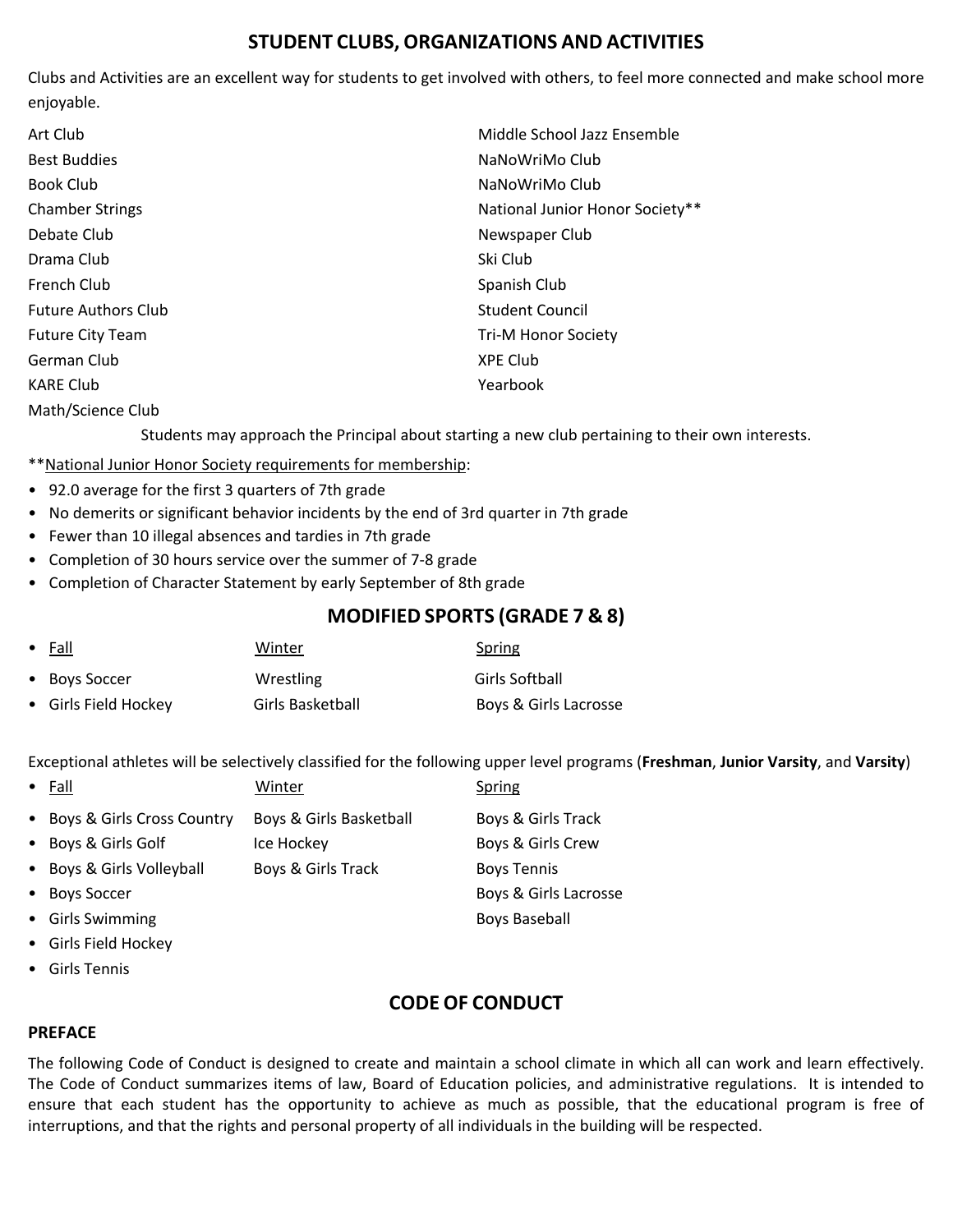## STUDENT CLUBS, ORGANIZATIONS AND ACTIVITIES

Clubs and Activities are an excellent way for students to get involved with others, to feel more connected and make school more enjoyable.

Art Club
Best Buddies
Book Club
Chamber Strings
Debate Club
Drama Club
French Club
Future Authors Club
Future City Team
German Club
KARE Club
Math/Science Club
Middle School Jazz Ensemble
NaNoWriMo Club
NaNoWriMo Club
National Junior Honor Society**
Newspaper Club
Ski Club
Spanish Club
Student Council
Tri-M Honor Society
XPE Club
Yearbook

Students may approach the Principal about starting a new club pertaining to their own interests.

**National Junior Honor Society requirements for membership:

- 92.0 average for the first 3 quarters of 7th grade
- No demerits or significant behavior incidents by the end of 3rd quarter in 7th grade
- Fewer than 10 illegal absences and tardies in 7th grade
- Completion of 30 hours service over the summer of 7-8 grade
- Completion of Character Statement by early September of 8th grade

## MODIFIED SPORTS (GRADE 7 & 8)

| Fall | Winter | Spring |
|---|---|---|
| Boys Soccer | Wrestling | Girls Softball |
| Girls Field Hockey | Girls Basketball | Boys & Girls Lacrosse |

Exceptional athletes will be selectively classified for the following upper level programs (**Freshman**, **Junior Varsity**, and **Varsity**)

| Fall | Winter | Spring |
|---|---|---|
| Boys & Girls Cross Country | Boys & Girls Basketball | Boys & Girls Track |
| Boys & Girls Golf | Ice Hockey | Boys & Girls Crew |
| Boys & Girls Volleyball | Boys & Girls Track | Boys Tennis |
| Boys Soccer | | Boys & Girls Lacrosse |
| Girls Swimming | | Boys Baseball |
| Girls Field Hockey | | |
| Girls Tennis | | |

## CODE OF CONDUCT

### PREFACE

The following Code of Conduct is designed to create and maintain a school climate in which all can work and learn effectively. The Code of Conduct summarizes items of law, Board of Education policies, and administrative regulations. It is intended to ensure that each student has the opportunity to achieve as much as possible, that the educational program is free of interruptions, and that the rights and personal property of all individuals in the building will be respected.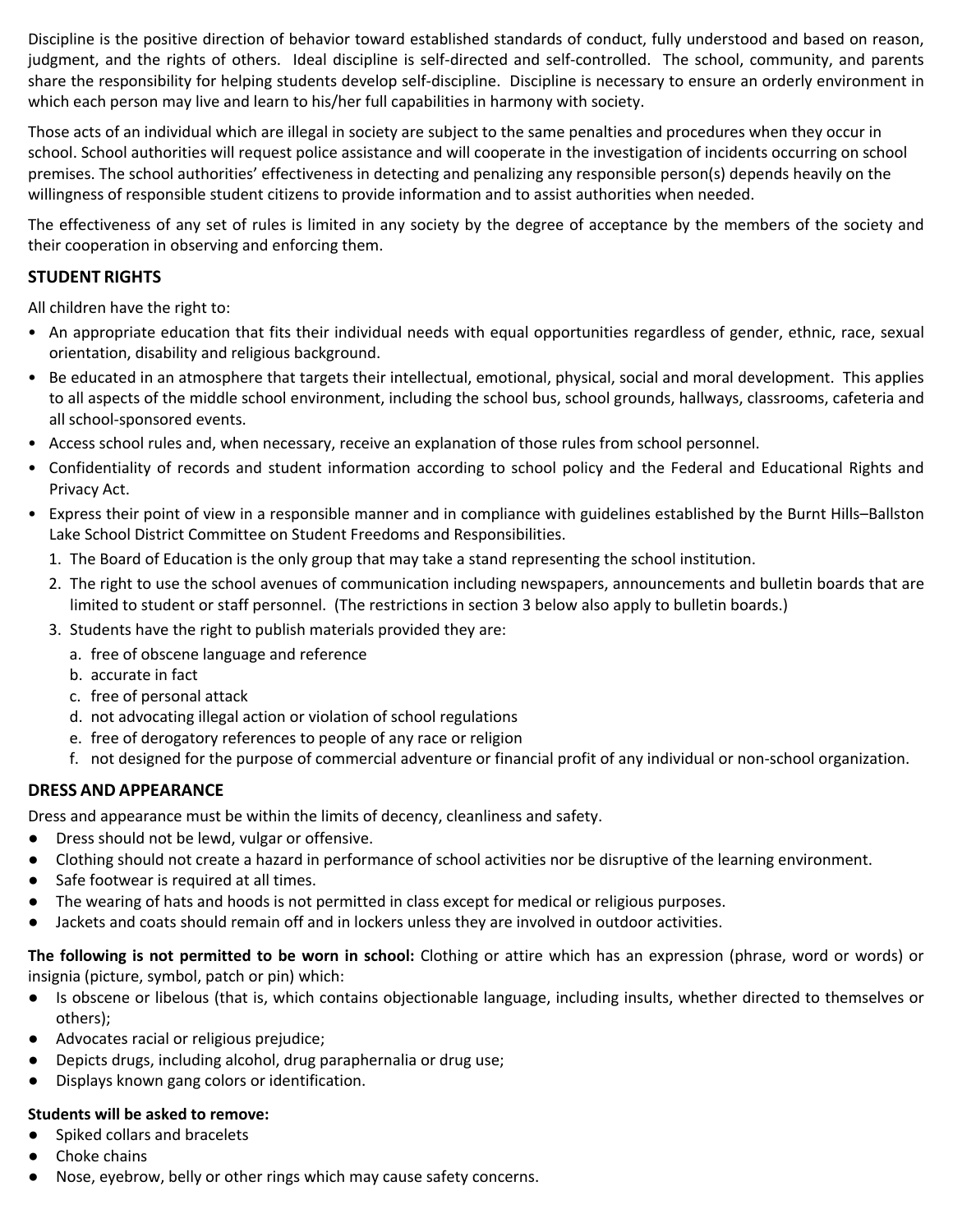Discipline is the positive direction of behavior toward established standards of conduct, fully understood and based on reason, judgment, and the rights of others. Ideal discipline is self-directed and self-controlled. The school, community, and parents share the responsibility for helping students develop self-discipline. Discipline is necessary to ensure an orderly environment in which each person may live and learn to his/her full capabilities in harmony with society.

Those acts of an individual which are illegal in society are subject to the same penalties and procedures when they occur in school. School authorities will request police assistance and will cooperate in the investigation of incidents occurring on school premises. The school authorities' effectiveness in detecting and penalizing any responsible person(s) depends heavily on the willingness of responsible student citizens to provide information and to assist authorities when needed.

The effectiveness of any set of rules is limited in any society by the degree of acceptance by the members of the society and their cooperation in observing and enforcing them.

## STUDENT RIGHTS

All children have the right to:

- An appropriate education that fits their individual needs with equal opportunities regardless of gender, ethnic, race, sexual orientation, disability and religious background.
- Be educated in an atmosphere that targets their intellectual, emotional, physical, social and moral development. This applies to all aspects of the middle school environment, including the school bus, school grounds, hallways, classrooms, cafeteria and all school-sponsored events.
- Access school rules and, when necessary, receive an explanation of those rules from school personnel.
- Confidentiality of records and student information according to school policy and the Federal and Educational Rights and Privacy Act.
- Express their point of view in a responsible manner and in compliance with guidelines established by the Burnt Hills–Ballston Lake School District Committee on Student Freedoms and Responsibilities.
  1. The Board of Education is the only group that may take a stand representing the school institution.
  2. The right to use the school avenues of communication including newspapers, announcements and bulletin boards that are limited to student or staff personnel. (The restrictions in section 3 below also apply to bulletin boards.)
  3. Students have the right to publish materials provided they are:
     a. free of obscene language and reference
     b. accurate in fact
     c. free of personal attack
     d. not advocating illegal action or violation of school regulations
     e. free of derogatory references to people of any race or religion
     f. not designed for the purpose of commercial adventure or financial profit of any individual or non-school organization.

## DRESS AND APPEARANCE

Dress and appearance must be within the limits of decency, cleanliness and safety.

- Dress should not be lewd, vulgar or offensive.
- Clothing should not create a hazard in performance of school activities nor be disruptive of the learning environment.
- Safe footwear is required at all times.
- The wearing of hats and hoods is not permitted in class except for medical or religious purposes.
- Jackets and coats should remain off and in lockers unless they are involved in outdoor activities.

**The following is not permitted to be worn in school:** Clothing or attire which has an expression (phrase, word or words) or insignia (picture, symbol, patch or pin) which:

- Is obscene or libelous (that is, which contains objectionable language, including insults, whether directed to themselves or others);
- Advocates racial or religious prejudice;
- Depicts drugs, including alcohol, drug paraphernalia or drug use;
- Displays known gang colors or identification.

**Students will be asked to remove:**

- Spiked collars and bracelets
- Choke chains
- Nose, eyebrow, belly or other rings which may cause safety concerns.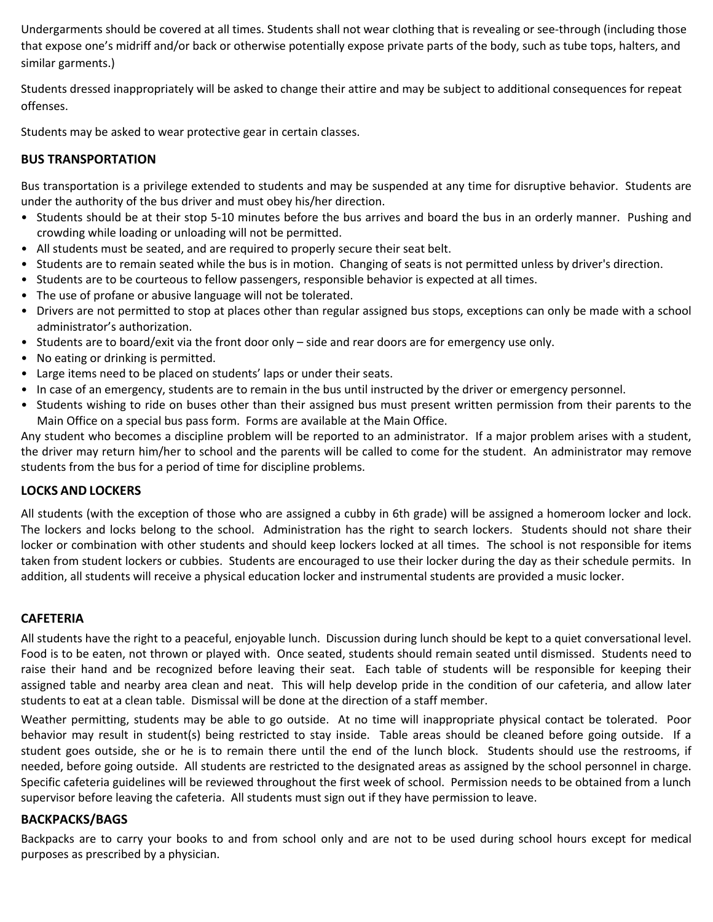Undergarments should be covered at all times. Students shall not wear clothing that is revealing or see-through (including those that expose one's midriff and/or back or otherwise potentially expose private parts of the body, such as tube tops, halters, and similar garments.)

Students dressed inappropriately will be asked to change their attire and may be subject to additional consequences for repeat offenses.

Students may be asked to wear protective gear in certain classes.

## BUS TRANSPORTATION

Bus transportation is a privilege extended to students and may be suspended at any time for disruptive behavior. Students are under the authority of the bus driver and must obey his/her direction.

- Students should be at their stop 5-10 minutes before the bus arrives and board the bus in an orderly manner. Pushing and crowding while loading or unloading will not be permitted.
- All students must be seated, and are required to properly secure their seat belt.
- Students are to remain seated while the bus is in motion. Changing of seats is not permitted unless by driver's direction.
- Students are to be courteous to fellow passengers, responsible behavior is expected at all times.
- The use of profane or abusive language will not be tolerated.
- Drivers are not permitted to stop at places other than regular assigned bus stops, exceptions can only be made with a school administrator's authorization.
- Students are to board/exit via the front door only – side and rear doors are for emergency use only.
- No eating or drinking is permitted.
- Large items need to be placed on students' laps or under their seats.
- In case of an emergency, students are to remain in the bus until instructed by the driver or emergency personnel.
- Students wishing to ride on buses other than their assigned bus must present written permission from their parents to the Main Office on a special bus pass form. Forms are available at the Main Office.

Any student who becomes a discipline problem will be reported to an administrator. If a major problem arises with a student, the driver may return him/her to school and the parents will be called to come for the student. An administrator may remove students from the bus for a period of time for discipline problems.

## LOCKS AND LOCKERS

All students (with the exception of those who are assigned a cubby in 6th grade) will be assigned a homeroom locker and lock. The lockers and locks belong to the school. Administration has the right to search lockers. Students should not share their locker or combination with other students and should keep lockers locked at all times. The school is not responsible for items taken from student lockers or cubbies. Students are encouraged to use their locker during the day as their schedule permits. In addition, all students will receive a physical education locker and instrumental students are provided a music locker.

## CAFETERIA

All students have the right to a peaceful, enjoyable lunch. Discussion during lunch should be kept to a quiet conversational level. Food is to be eaten, not thrown or played with. Once seated, students should remain seated until dismissed. Students need to raise their hand and be recognized before leaving their seat. Each table of students will be responsible for keeping their assigned table and nearby area clean and neat. This will help develop pride in the condition of our cafeteria, and allow later students to eat at a clean table. Dismissal will be done at the direction of a staff member.

Weather permitting, students may be able to go outside. At no time will inappropriate physical contact be tolerated. Poor behavior may result in student(s) being restricted to stay inside. Table areas should be cleaned before going outside. If a student goes outside, she or he is to remain there until the end of the lunch block. Students should use the restrooms, if needed, before going outside. All students are restricted to the designated areas as assigned by the school personnel in charge. Specific cafeteria guidelines will be reviewed throughout the first week of school. Permission needs to be obtained from a lunch supervisor before leaving the cafeteria. All students must sign out if they have permission to leave.

## BACKPACKS/BAGS

Backpacks are to carry your books to and from school only and are not to be used during school hours except for medical purposes as prescribed by a physician.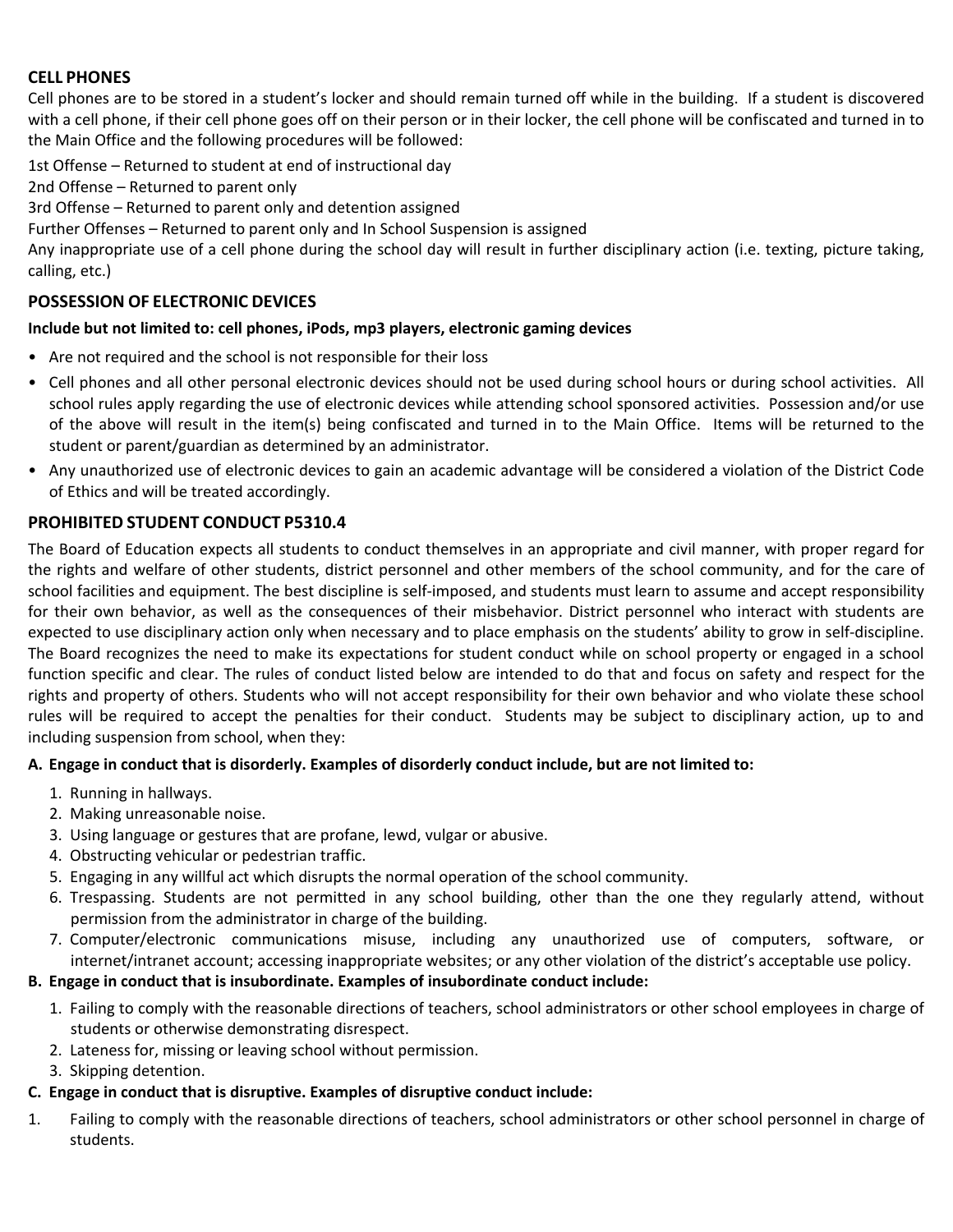## CELL PHONES

Cell phones are to be stored in a student's locker and should remain turned off while in the building. If a student is discovered with a cell phone, if their cell phone goes off on their person or in their locker, the cell phone will be confiscated and turned in to the Main Office and the following procedures will be followed:

1st Offense – Returned to student at end of instructional day
2nd Offense – Returned to parent only
3rd Offense – Returned to parent only and detention assigned
Further Offenses – Returned to parent only and In School Suspension is assigned
Any inappropriate use of a cell phone during the school day will result in further disciplinary action (i.e. texting, picture taking, calling, etc.)

## POSSESSION OF ELECTRONIC DEVICES

**Include but not limited to: cell phones, iPods, mp3 players, electronic gaming devices**

- Are not required and the school is not responsible for their loss
- Cell phones and all other personal electronic devices should not be used during school hours or during school activities. All school rules apply regarding the use of electronic devices while attending school sponsored activities. Possession and/or use of the above will result in the item(s) being confiscated and turned in to the Main Office. Items will be returned to the student or parent/guardian as determined by an administrator.
- Any unauthorized use of electronic devices to gain an academic advantage will be considered a violation of the District Code of Ethics and will be treated accordingly.

## PROHIBITED STUDENT CONDUCT P5310.4

The Board of Education expects all students to conduct themselves in an appropriate and civil manner, with proper regard for the rights and welfare of other students, district personnel and other members of the school community, and for the care of school facilities and equipment. The best discipline is self-imposed, and students must learn to assume and accept responsibility for their own behavior, as well as the consequences of their misbehavior. District personnel who interact with students are expected to use disciplinary action only when necessary and to place emphasis on the students' ability to grow in self-discipline. The Board recognizes the need to make its expectations for student conduct while on school property or engaged in a school function specific and clear. The rules of conduct listed below are intended to do that and focus on safety and respect for the rights and property of others. Students who will not accept responsibility for their own behavior and who violate these school rules will be required to accept the penalties for their conduct. Students may be subject to disciplinary action, up to and including suspension from school, when they:

**A. Engage in conduct that is disorderly. Examples of disorderly conduct include, but are not limited to:**

1. Running in hallways.
2. Making unreasonable noise.
3. Using language or gestures that are profane, lewd, vulgar or abusive.
4. Obstructing vehicular or pedestrian traffic.
5. Engaging in any willful act which disrupts the normal operation of the school community.
6. Trespassing. Students are not permitted in any school building, other than the one they regularly attend, without permission from the administrator in charge of the building.
7. Computer/electronic communications misuse, including any unauthorized use of computers, software, or internet/intranet account; accessing inappropriate websites; or any other violation of the district's acceptable use policy.

**B. Engage in conduct that is insubordinate. Examples of insubordinate conduct include:**

1. Failing to comply with the reasonable directions of teachers, school administrators or other school employees in charge of students or otherwise demonstrating disrespect.
2. Lateness for, missing or leaving school without permission.
3. Skipping detention.

**C. Engage in conduct that is disruptive. Examples of disruptive conduct include:**

1. Failing to comply with the reasonable directions of teachers, school administrators or other school personnel in charge of students.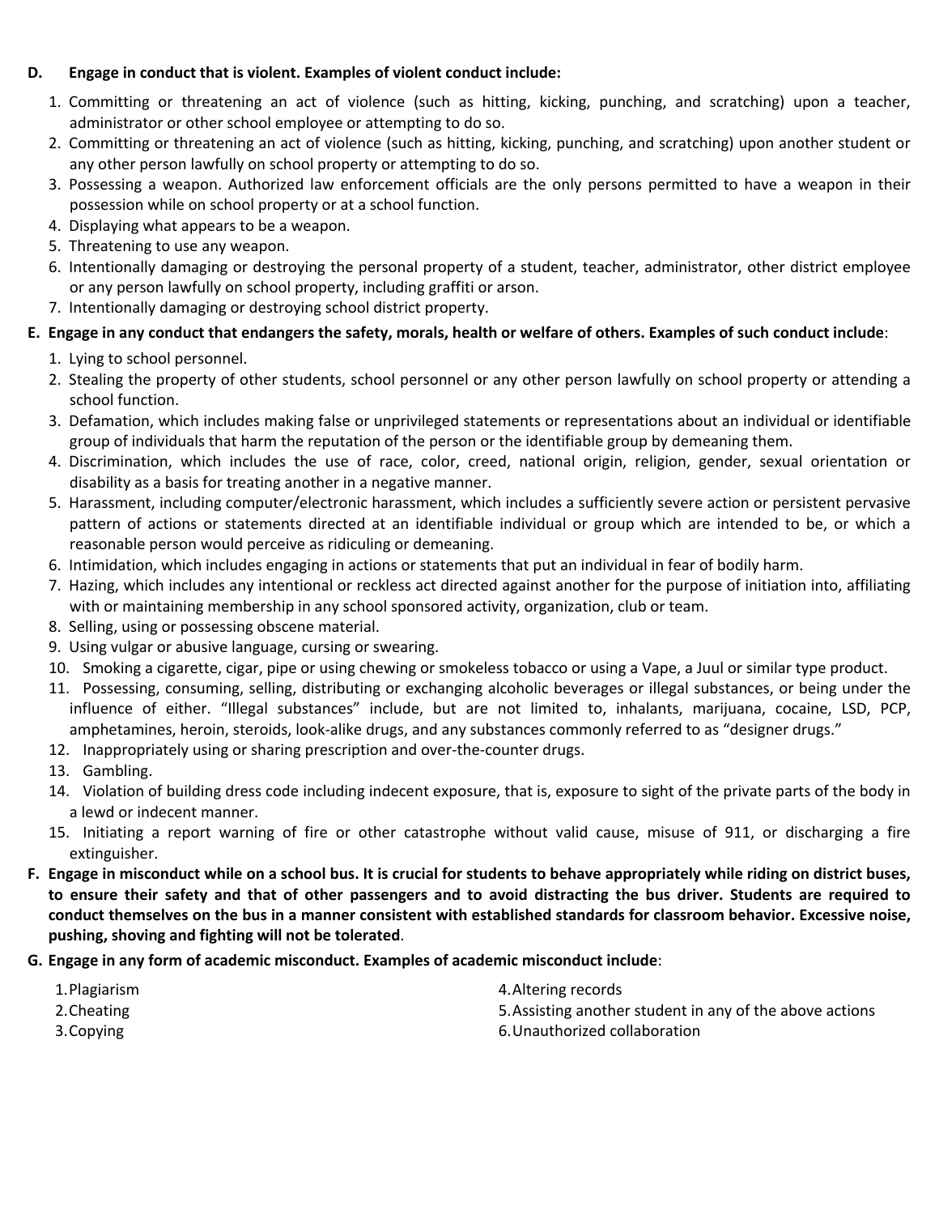**D. Engage in conduct that is violent. Examples of violent conduct include:**

1. Committing or threatening an act of violence (such as hitting, kicking, punching, and scratching) upon a teacher, administrator or other school employee or attempting to do so.
2. Committing or threatening an act of violence (such as hitting, kicking, punching, and scratching) upon another student or any other person lawfully on school property or attempting to do so.
3. Possessing a weapon. Authorized law enforcement officials are the only persons permitted to have a weapon in their possession while on school property or at a school function.
4. Displaying what appears to be a weapon.
5. Threatening to use any weapon.
6. Intentionally damaging or destroying the personal property of a student, teacher, administrator, other district employee or any person lawfully on school property, including graffiti or arson.
7. Intentionally damaging or destroying school district property.

**E. Engage in any conduct that endangers the safety, morals, health or welfare of others. Examples of such conduct include**:

1. Lying to school personnel.
2. Stealing the property of other students, school personnel or any other person lawfully on school property or attending a school function.
3. Defamation, which includes making false or unprivileged statements or representations about an individual or identifiable group of individuals that harm the reputation of the person or the identifiable group by demeaning them.
4. Discrimination, which includes the use of race, color, creed, national origin, religion, gender, sexual orientation or disability as a basis for treating another in a negative manner.
5. Harassment, including computer/electronic harassment, which includes a sufficiently severe action or persistent pervasive pattern of actions or statements directed at an identifiable individual or group which are intended to be, or which a reasonable person would perceive as ridiculing or demeaning.
6. Intimidation, which includes engaging in actions or statements that put an individual in fear of bodily harm.
7. Hazing, which includes any intentional or reckless act directed against another for the purpose of initiation into, affiliating with or maintaining membership in any school sponsored activity, organization, club or team.
8. Selling, using or possessing obscene material.
9. Using vulgar or abusive language, cursing or swearing.
10. Smoking a cigarette, cigar, pipe or using chewing or smokeless tobacco or using a Vape, a Juul or similar type product.
11. Possessing, consuming, selling, distributing or exchanging alcoholic beverages or illegal substances, or being under the influence of either. "Illegal substances" include, but are not limited to, inhalants, marijuana, cocaine, LSD, PCP, amphetamines, heroin, steroids, look-alike drugs, and any substances commonly referred to as "designer drugs."
12. Inappropriately using or sharing prescription and over-the-counter drugs.
13. Gambling.
14. Violation of building dress code including indecent exposure, that is, exposure to sight of the private parts of the body in a lewd or indecent manner.
15. Initiating a report warning of fire or other catastrophe without valid cause, misuse of 911, or discharging a fire extinguisher.

**F. Engage in misconduct while on a school bus. It is crucial for students to behave appropriately while riding on district buses, to ensure their safety and that of other passengers and to avoid distracting the bus driver. Students are required to conduct themselves on the bus in a manner consistent with established standards for classroom behavior. Excessive noise, pushing, shoving and fighting will not be tolerated**.

**G. Engage in any form of academic misconduct. Examples of academic misconduct include**:

1. Plagiarism
2. Cheating
3. Copying
4. Altering records
5. Assisting another student in any of the above actions
6. Unauthorized collaboration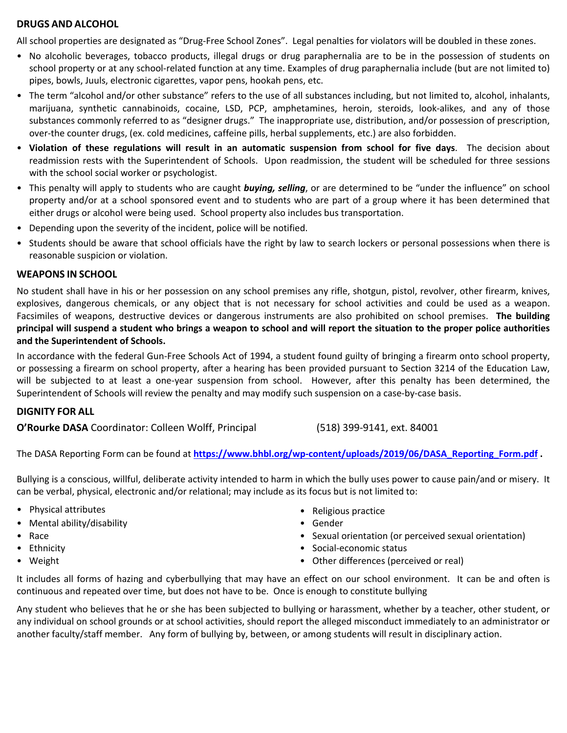## DRUGS AND ALCOHOL

All school properties are designated as "Drug-Free School Zones". Legal penalties for violators will be doubled in these zones.

- No alcoholic beverages, tobacco products, illegal drugs or drug paraphernalia are to be in the possession of students on school property or at any school-related function at any time. Examples of drug paraphernalia include (but are not limited to) pipes, bowls, Juuls, electronic cigarettes, vapor pens, hookah pens, etc.
- The term "alcohol and/or other substance" refers to the use of all substances including, but not limited to, alcohol, inhalants, marijuana, synthetic cannabinoids, cocaine, LSD, PCP, amphetamines, heroin, steroids, look-alikes, and any of those substances commonly referred to as "designer drugs." The inappropriate use, distribution, and/or possession of prescription, over-the counter drugs, (ex. cold medicines, caffeine pills, herbal supplements, etc.) are also forbidden.
- **Violation of these regulations will result in an automatic suspension from school for five days**. The decision about readmission rests with the Superintendent of Schools. Upon readmission, the student will be scheduled for three sessions with the school social worker or psychologist.
- This penalty will apply to students who are caught ***buying, selling***, or are determined to be "under the influence" on school property and/or at a school sponsored event and to students who are part of a group where it has been determined that either drugs or alcohol were being used. School property also includes bus transportation.
- Depending upon the severity of the incident, police will be notified.
- Students should be aware that school officials have the right by law to search lockers or personal possessions when there is reasonable suspicion or violation.

## WEAPONS IN SCHOOL

No student shall have in his or her possession on any school premises any rifle, shotgun, pistol, revolver, other firearm, knives, explosives, dangerous chemicals, or any object that is not necessary for school activities and could be used as a weapon. Facsimiles of weapons, destructive devices or dangerous instruments are also prohibited on school premises. **The building principal will suspend a student who brings a weapon to school and will report the situation to the proper police authorities and the Superintendent of Schools.**

In accordance with the federal Gun-Free Schools Act of 1994, a student found guilty of bringing a firearm onto school property, or possessing a firearm on school property, after a hearing has been provided pursuant to Section 3214 of the Education Law, will be subjected to at least a one-year suspension from school. However, after this penalty has been determined, the Superintendent of Schools will review the penalty and may modify such suspension on a case-by-case basis.

## DIGNITY FOR ALL

**O'Rourke DASA** Coordinator: Colleen Wolff, Principal (518) 399-9141, ext. 84001

The DASA Reporting Form can be found at **https://www.bhbl.org/wp-content/uploads/2019/06/DASA_Reporting_Form.pdf** .

Bullying is a conscious, willful, deliberate activity intended to harm in which the bully uses power to cause pain/and or misery. It can be verbal, physical, electronic and/or relational; may include as its focus but is not limited to:

- Physical attributes
- Mental ability/disability
- Race
- Ethnicity
- Weight
- Religious practice
- Gender
- Sexual orientation (or perceived sexual orientation)
- Social-economic status
- Other differences (perceived or real)

It includes all forms of hazing and cyberbullying that may have an effect on our school environment. It can be and often is continuous and repeated over time, but does not have to be. Once is enough to constitute bullying

Any student who believes that he or she has been subjected to bullying or harassment, whether by a teacher, other student, or any individual on school grounds or at school activities, should report the alleged misconduct immediately to an administrator or another faculty/staff member. Any form of bullying by, between, or among students will result in disciplinary action.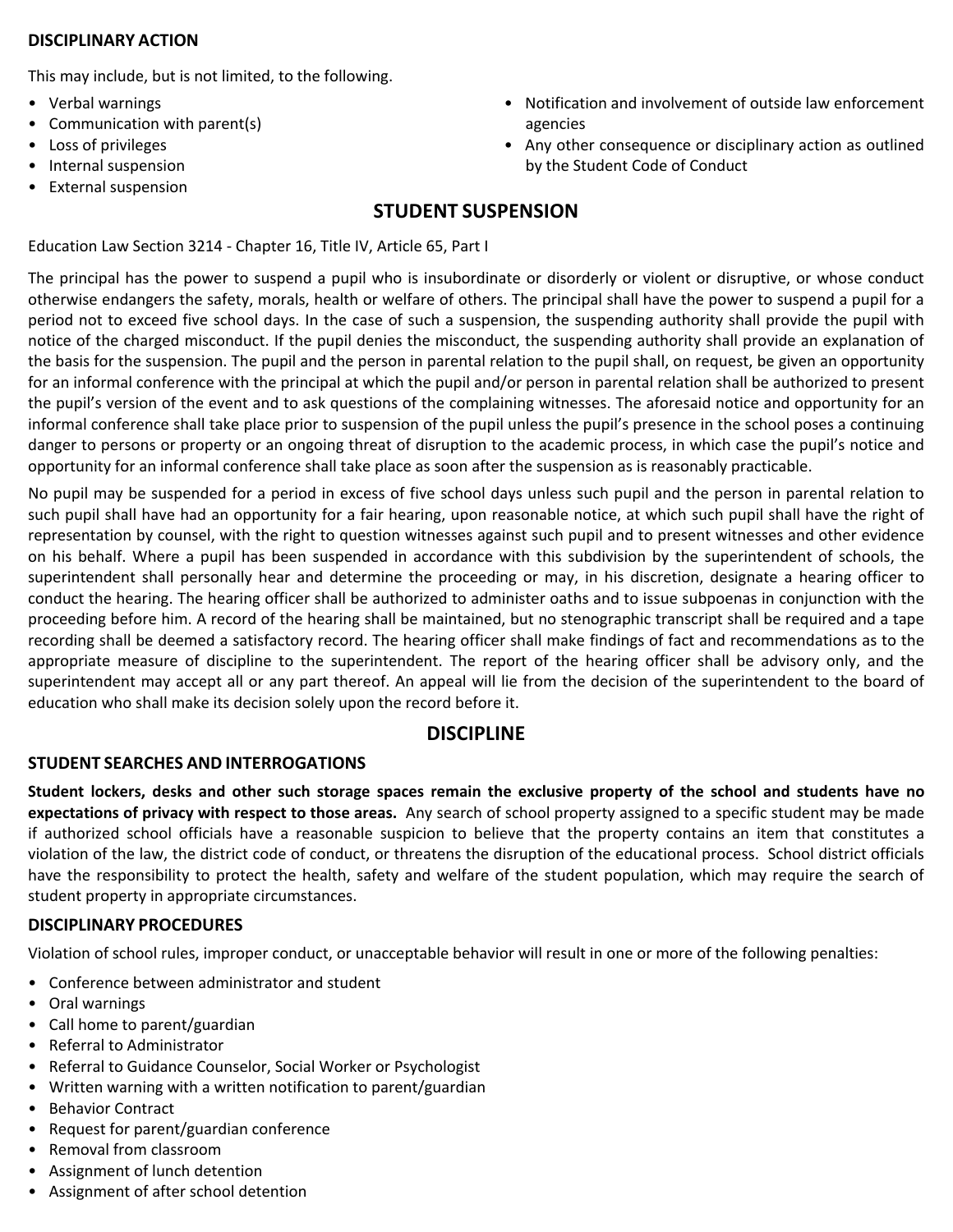### DISCIPLINARY ACTION

This may include, but is not limited, to the following.

- Verbal warnings
- Communication with parent(s)
- Loss of privileges
- Internal suspension
- External suspension
- Notification and involvement of outside law enforcement agencies
- Any other consequence or disciplinary action as outlined by the Student Code of Conduct

## STUDENT SUSPENSION

Education Law Section 3214 - Chapter 16, Title IV, Article 65, Part I

The principal has the power to suspend a pupil who is insubordinate or disorderly or violent or disruptive, or whose conduct otherwise endangers the safety, morals, health or welfare of others. The principal shall have the power to suspend a pupil for a period not to exceed five school days. In the case of such a suspension, the suspending authority shall provide the pupil with notice of the charged misconduct. If the pupil denies the misconduct, the suspending authority shall provide an explanation of the basis for the suspension. The pupil and the person in parental relation to the pupil shall, on request, be given an opportunity for an informal conference with the principal at which the pupil and/or person in parental relation shall be authorized to present the pupil's version of the event and to ask questions of the complaining witnesses. The aforesaid notice and opportunity for an informal conference shall take place prior to suspension of the pupil unless the pupil's presence in the school poses a continuing danger to persons or property or an ongoing threat of disruption to the academic process, in which case the pupil's notice and opportunity for an informal conference shall take place as soon after the suspension as is reasonably practicable.

No pupil may be suspended for a period in excess of five school days unless such pupil and the person in parental relation to such pupil shall have had an opportunity for a fair hearing, upon reasonable notice, at which such pupil shall have the right of representation by counsel, with the right to question witnesses against such pupil and to present witnesses and other evidence on his behalf. Where a pupil has been suspended in accordance with this subdivision by the superintendent of schools, the superintendent shall personally hear and determine the proceeding or may, in his discretion, designate a hearing officer to conduct the hearing. The hearing officer shall be authorized to administer oaths and to issue subpoenas in conjunction with the proceeding before him. A record of the hearing shall be maintained, but no stenographic transcript shall be required and a tape recording shall be deemed a satisfactory record. The hearing officer shall make findings of fact and recommendations as to the appropriate measure of discipline to the superintendent. The report of the hearing officer shall be advisory only, and the superintendent may accept all or any part thereof. An appeal will lie from the decision of the superintendent to the board of education who shall make its decision solely upon the record before it.

## DISCIPLINE

### STUDENT SEARCHES AND INTERROGATIONS

**Student lockers, desks and other such storage spaces remain the exclusive property of the school and students have no expectations of privacy with respect to those areas.** Any search of school property assigned to a specific student may be made if authorized school officials have a reasonable suspicion to believe that the property contains an item that constitutes a violation of the law, the district code of conduct, or threatens the disruption of the educational process. School district officials have the responsibility to protect the health, safety and welfare of the student population, which may require the search of student property in appropriate circumstances.

### DISCIPLINARY PROCEDURES

Violation of school rules, improper conduct, or unacceptable behavior will result in one or more of the following penalties:

- Conference between administrator and student
- Oral warnings
- Call home to parent/guardian
- Referral to Administrator
- Referral to Guidance Counselor, Social Worker or Psychologist
- Written warning with a written notification to parent/guardian
- Behavior Contract
- Request for parent/guardian conference
- Removal from classroom
- Assignment of lunch detention
- Assignment of after school detention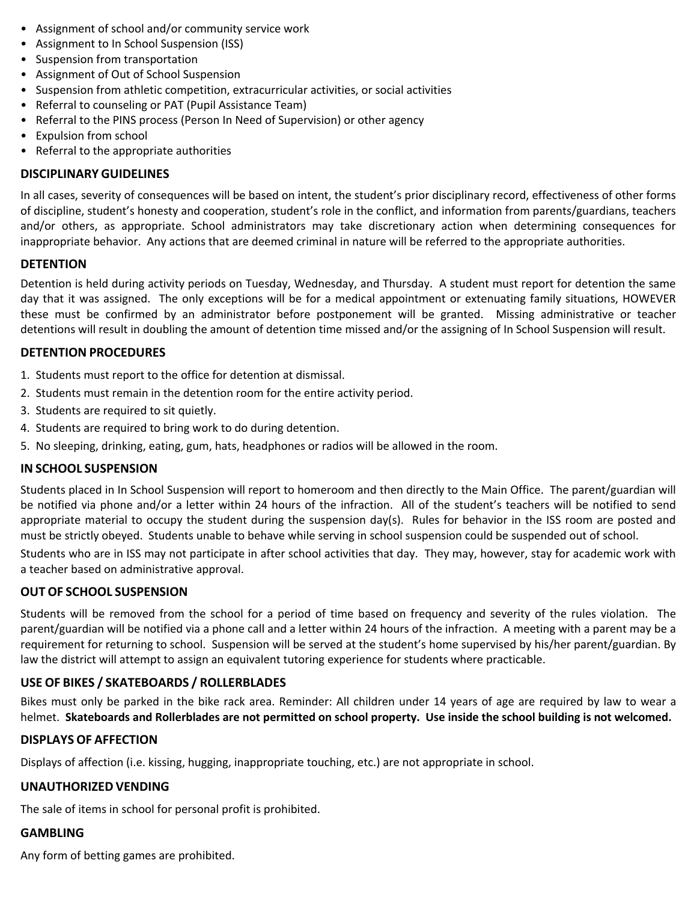- Assignment of school and/or community service work
- Assignment to In School Suspension (ISS)
- Suspension from transportation
- Assignment of Out of School Suspension
- Suspension from athletic competition, extracurricular activities, or social activities
- Referral to counseling or PAT (Pupil Assistance Team)
- Referral to the PINS process (Person In Need of Supervision) or other agency
- Expulsion from school
- Referral to the appropriate authorities

## DISCIPLINARY GUIDELINES

In all cases, severity of consequences will be based on intent, the student's prior disciplinary record, effectiveness of other forms of discipline, student's honesty and cooperation, student's role in the conflict, and information from parents/guardians, teachers and/or others, as appropriate. School administrators may take discretionary action when determining consequences for inappropriate behavior. Any actions that are deemed criminal in nature will be referred to the appropriate authorities.

## DETENTION

Detention is held during activity periods on Tuesday, Wednesday, and Thursday. A student must report for detention the same day that it was assigned. The only exceptions will be for a medical appointment or extenuating family situations, HOWEVER these must be confirmed by an administrator before postponement will be granted. Missing administrative or teacher detentions will result in doubling the amount of detention time missed and/or the assigning of In School Suspension will result.

## DETENTION PROCEDURES

1. Students must report to the office for detention at dismissal.
2. Students must remain in the detention room for the entire activity period.
3. Students are required to sit quietly.
4. Students are required to bring work to do during detention.
5. No sleeping, drinking, eating, gum, hats, headphones or radios will be allowed in the room.

## IN SCHOOL SUSPENSION

Students placed in In School Suspension will report to homeroom and then directly to the Main Office. The parent/guardian will be notified via phone and/or a letter within 24 hours of the infraction. All of the student's teachers will be notified to send appropriate material to occupy the student during the suspension day(s). Rules for behavior in the ISS room are posted and must be strictly obeyed. Students unable to behave while serving in school suspension could be suspended out of school.

Students who are in ISS may not participate in after school activities that day. They may, however, stay for academic work with a teacher based on administrative approval.

## OUT OF SCHOOL SUSPENSION

Students will be removed from the school for a period of time based on frequency and severity of the rules violation. The parent/guardian will be notified via a phone call and a letter within 24 hours of the infraction. A meeting with a parent may be a requirement for returning to school. Suspension will be served at the student's home supervised by his/her parent/guardian. By law the district will attempt to assign an equivalent tutoring experience for students where practicable.

## USE OF BIKES / SKATEBOARDS / ROLLERBLADES

Bikes must only be parked in the bike rack area. Reminder: All children under 14 years of age are required by law to wear a helmet. **Skateboards and Rollerblades are not permitted on school property. Use inside the school building is not welcomed.**

## DISPLAYS OF AFFECTION

Displays of affection (i.e. kissing, hugging, inappropriate touching, etc.) are not appropriate in school.

## UNAUTHORIZED VENDING

The sale of items in school for personal profit is prohibited.

## GAMBLING

Any form of betting games are prohibited.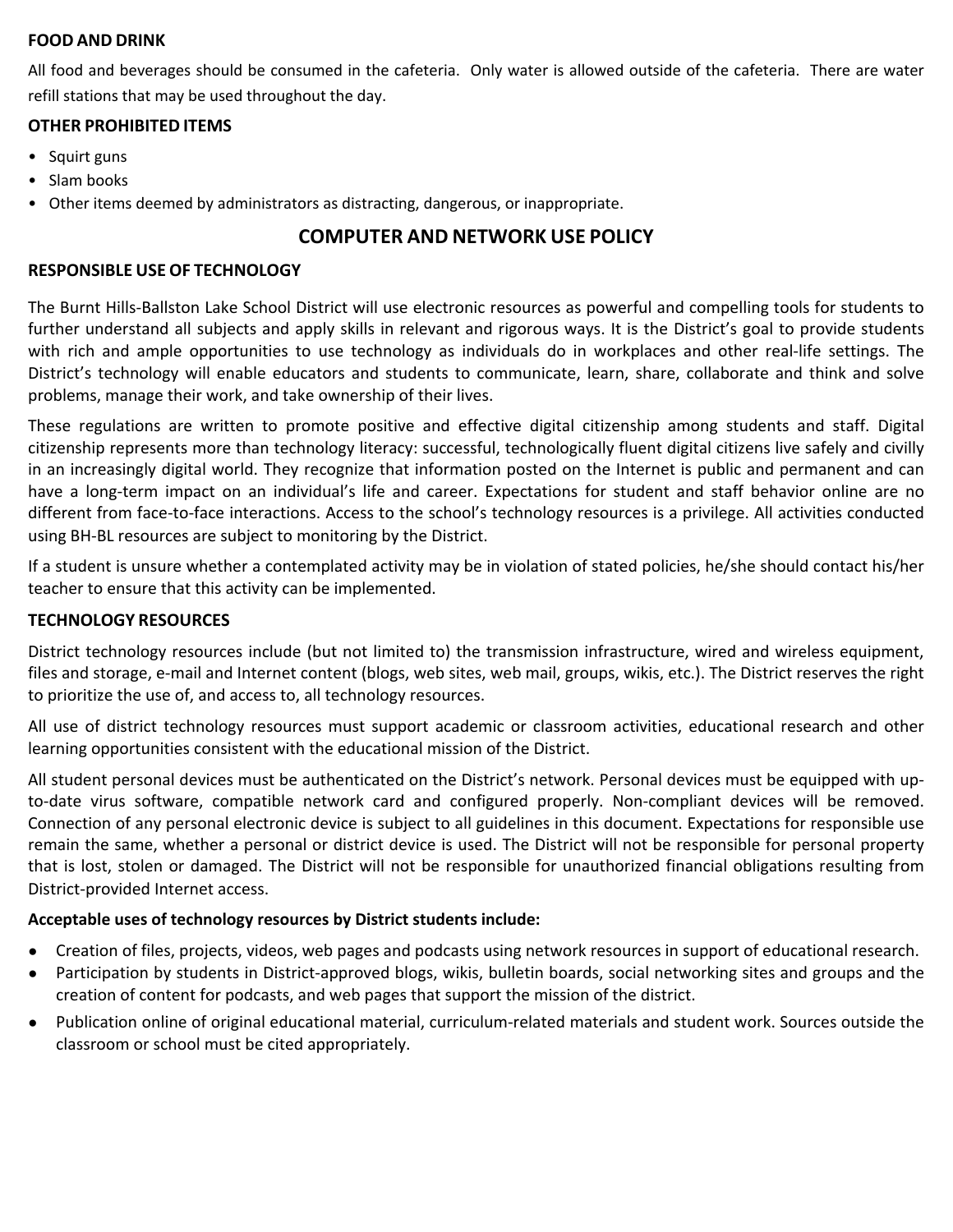### FOOD AND DRINK

All food and beverages should be consumed in the cafeteria. Only water is allowed outside of the cafeteria. There are water refill stations that may be used throughout the day.

### OTHER PROHIBITED ITEMS

- Squirt guns
- Slam books
- Other items deemed by administrators as distracting, dangerous, or inappropriate.

## COMPUTER AND NETWORK USE POLICY

### RESPONSIBLE USE OF TECHNOLOGY

The Burnt Hills-Ballston Lake School District will use electronic resources as powerful and compelling tools for students to further understand all subjects and apply skills in relevant and rigorous ways. It is the District's goal to provide students with rich and ample opportunities to use technology as individuals do in workplaces and other real-life settings. The District's technology will enable educators and students to communicate, learn, share, collaborate and think and solve problems, manage their work, and take ownership of their lives.

These regulations are written to promote positive and effective digital citizenship among students and staff. Digital citizenship represents more than technology literacy: successful, technologically fluent digital citizens live safely and civilly in an increasingly digital world. They recognize that information posted on the Internet is public and permanent and can have a long-term impact on an individual's life and career. Expectations for student and staff behavior online are no different from face-to-face interactions. Access to the school's technology resources is a privilege. All activities conducted using BH-BL resources are subject to monitoring by the District.

If a student is unsure whether a contemplated activity may be in violation of stated policies, he/she should contact his/her teacher to ensure that this activity can be implemented.

### TECHNOLOGY RESOURCES

District technology resources include (but not limited to) the transmission infrastructure, wired and wireless equipment, files and storage, e-mail and Internet content (blogs, web sites, web mail, groups, wikis, etc.). The District reserves the right to prioritize the use of, and access to, all technology resources.

All use of district technology resources must support academic or classroom activities, educational research and other learning opportunities consistent with the educational mission of the District.

All student personal devices must be authenticated on the District's network. Personal devices must be equipped with up-to-date virus software, compatible network card and configured properly. Non-compliant devices will be removed. Connection of any personal electronic device is subject to all guidelines in this document. Expectations for responsible use remain the same, whether a personal or district device is used. The District will not be responsible for personal property that is lost, stolen or damaged. The District will not be responsible for unauthorized financial obligations resulting from District-provided Internet access.

**Acceptable uses of technology resources by District students include:**

- Creation of files, projects, videos, web pages and podcasts using network resources in support of educational research.
- Participation by students in District-approved blogs, wikis, bulletin boards, social networking sites and groups and the creation of content for podcasts, and web pages that support the mission of the district.
- Publication online of original educational material, curriculum-related materials and student work. Sources outside the classroom or school must be cited appropriately.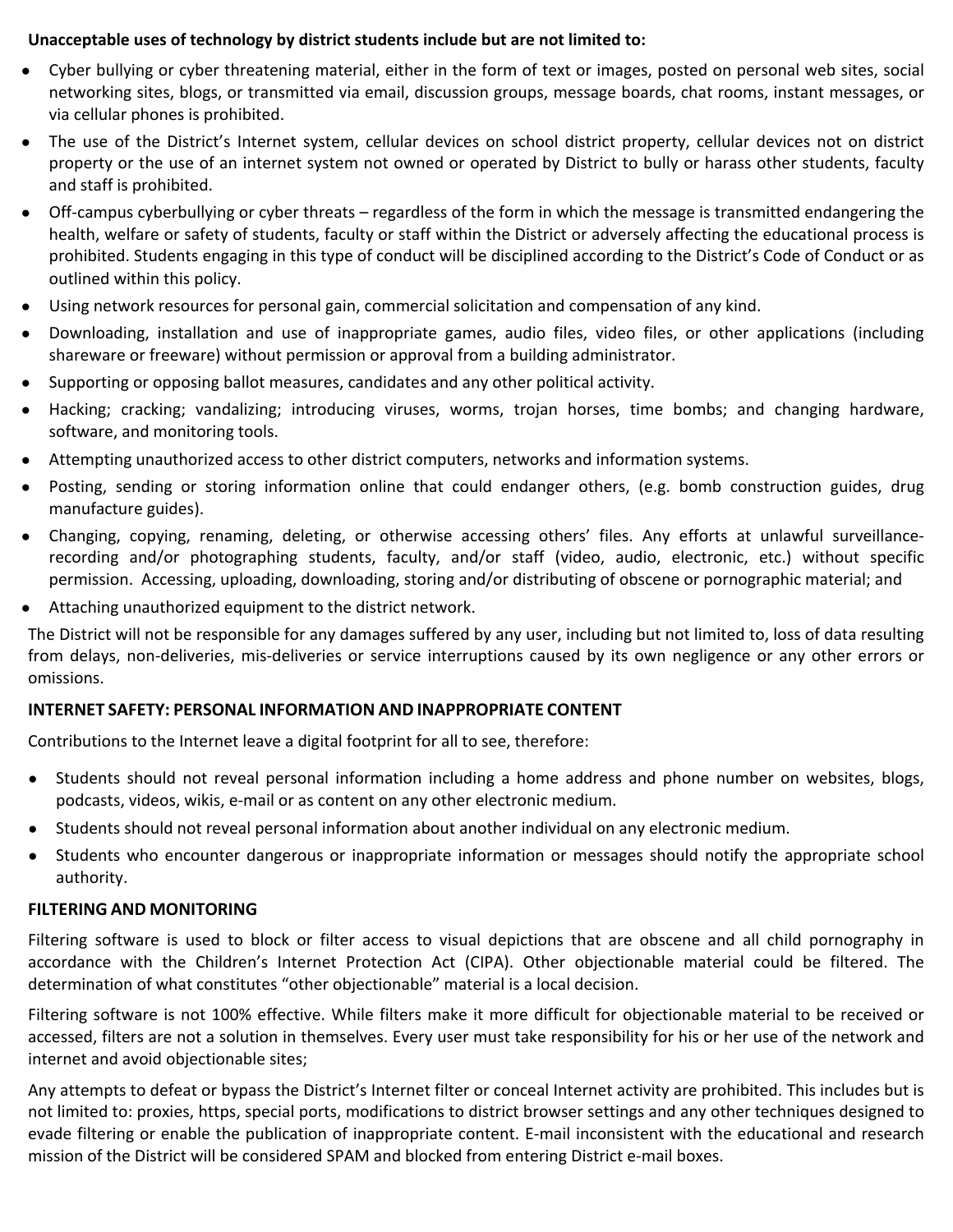**Unacceptable uses of technology by district students include but are not limited to:**

- Cyber bullying or cyber threatening material, either in the form of text or images, posted on personal web sites, social networking sites, blogs, or transmitted via email, discussion groups, message boards, chat rooms, instant messages, or via cellular phones is prohibited.
- The use of the District's Internet system, cellular devices on school district property, cellular devices not on district property or the use of an internet system not owned or operated by District to bully or harass other students, faculty and staff is prohibited.
- Off-campus cyberbullying or cyber threats – regardless of the form in which the message is transmitted endangering the health, welfare or safety of students, faculty or staff within the District or adversely affecting the educational process is prohibited. Students engaging in this type of conduct will be disciplined according to the District's Code of Conduct or as outlined within this policy.
- Using network resources for personal gain, commercial solicitation and compensation of any kind.
- Downloading, installation and use of inappropriate games, audio files, video files, or other applications (including shareware or freeware) without permission or approval from a building administrator.
- Supporting or opposing ballot measures, candidates and any other political activity.
- Hacking; cracking; vandalizing; introducing viruses, worms, trojan horses, time bombs; and changing hardware, software, and monitoring tools.
- Attempting unauthorized access to other district computers, networks and information systems.
- Posting, sending or storing information online that could endanger others, (e.g. bomb construction guides, drug manufacture guides).
- Changing, copying, renaming, deleting, or otherwise accessing others' files. Any efforts at unlawful surveillance-recording and/or photographing students, faculty, and/or staff (video, audio, electronic, etc.) without specific permission. Accessing, uploading, downloading, storing and/or distributing of obscene or pornographic material; and
- Attaching unauthorized equipment to the district network.

The District will not be responsible for any damages suffered by any user, including but not limited to, loss of data resulting from delays, non-deliveries, mis-deliveries or service interruptions caused by its own negligence or any other errors or omissions.

**INTERNET SAFETY: PERSONAL INFORMATION AND INAPPROPRIATE CONTENT**

Contributions to the Internet leave a digital footprint for all to see, therefore:

- Students should not reveal personal information including a home address and phone number on websites, blogs, podcasts, videos, wikis, e-mail or as content on any other electronic medium.
- Students should not reveal personal information about another individual on any electronic medium.
- Students who encounter dangerous or inappropriate information or messages should notify the appropriate school authority.

**FILTERING AND MONITORING**

Filtering software is used to block or filter access to visual depictions that are obscene and all child pornography in accordance with the Children's Internet Protection Act (CIPA). Other objectionable material could be filtered. The determination of what constitutes "other objectionable" material is a local decision.

Filtering software is not 100% effective. While filters make it more difficult for objectionable material to be received or accessed, filters are not a solution in themselves. Every user must take responsibility for his or her use of the network and internet and avoid objectionable sites;

Any attempts to defeat or bypass the District's Internet filter or conceal Internet activity are prohibited. This includes but is not limited to: proxies, https, special ports, modifications to district browser settings and any other techniques designed to evade filtering or enable the publication of inappropriate content. E-mail inconsistent with the educational and research mission of the District will be considered SPAM and blocked from entering District e-mail boxes.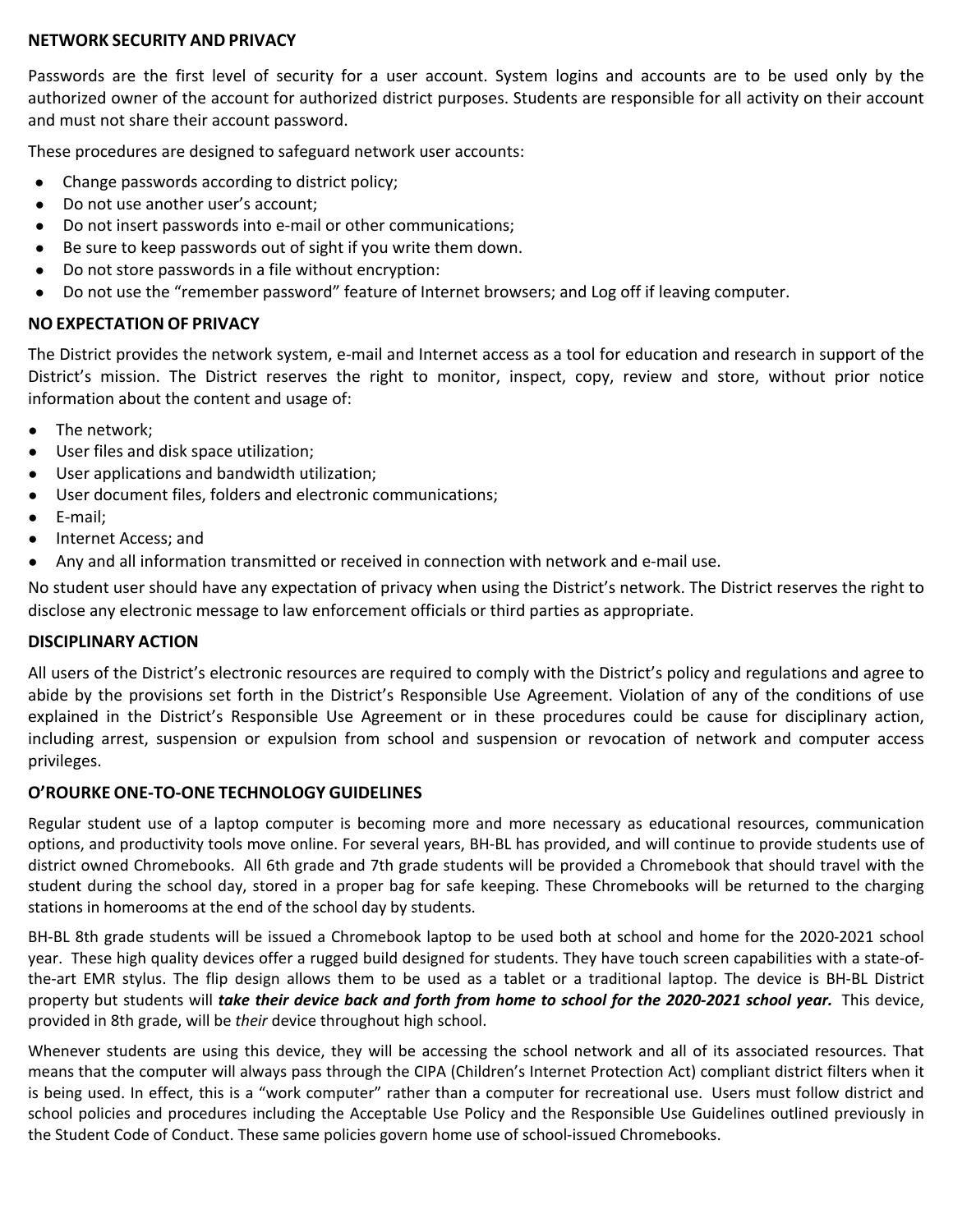### NETWORK SECURITY AND PRIVACY

Passwords are the first level of security for a user account. System logins and accounts are to be used only by the authorized owner of the account for authorized district purposes. Students are responsible for all activity on their account and must not share their account password.

These procedures are designed to safeguard network user accounts:

- Change passwords according to district policy;
- Do not use another user's account;
- Do not insert passwords into e-mail or other communications;
- Be sure to keep passwords out of sight if you write them down.
- Do not store passwords in a file without encryption:
- Do not use the "remember password" feature of Internet browsers; and Log off if leaving computer.

### NO EXPECTATION OF PRIVACY

The District provides the network system, e-mail and Internet access as a tool for education and research in support of the District's mission. The District reserves the right to monitor, inspect, copy, review and store, without prior notice information about the content and usage of:

- The network;
- User files and disk space utilization;
- User applications and bandwidth utilization;
- User document files, folders and electronic communications;
- E-mail;
- Internet Access; and
- Any and all information transmitted or received in connection with network and e-mail use.

No student user should have any expectation of privacy when using the District's network. The District reserves the right to disclose any electronic message to law enforcement officials or third parties as appropriate.

### DISCIPLINARY ACTION

All users of the District's electronic resources are required to comply with the District's policy and regulations and agree to abide by the provisions set forth in the District's Responsible Use Agreement. Violation of any of the conditions of use explained in the District's Responsible Use Agreement or in these procedures could be cause for disciplinary action, including arrest, suspension or expulsion from school and suspension or revocation of network and computer access privileges.

### O'ROURKE ONE-TO-ONE TECHNOLOGY GUIDELINES

Regular student use of a laptop computer is becoming more and more necessary as educational resources, communication options, and productivity tools move online. For several years, BH-BL has provided, and will continue to provide students use of district owned Chromebooks. All 6th grade and 7th grade students will be provided a Chromebook that should travel with the student during the school day, stored in a proper bag for safe keeping. These Chromebooks will be returned to the charging stations in homerooms at the end of the school day by students.

BH-BL 8th grade students will be issued a Chromebook laptop to be used both at school and home for the 2020-2021 school year. These high quality devices offer a rugged build designed for students. They have touch screen capabilities with a state-of-the-art EMR stylus. The flip design allows them to be used as a tablet or a traditional laptop. The device is BH-BL District property but students will ***take their device back and forth from home to school for the 2020-2021 school year.*** This device, provided in 8th grade, will be *their* device throughout high school.

Whenever students are using this device, they will be accessing the school network and all of its associated resources. That means that the computer will always pass through the CIPA (Children's Internet Protection Act) compliant district filters when it is being used. In effect, this is a "work computer" rather than a computer for recreational use. Users must follow district and school policies and procedures including the Acceptable Use Policy and the Responsible Use Guidelines outlined previously in the Student Code of Conduct. These same policies govern home use of school-issued Chromebooks.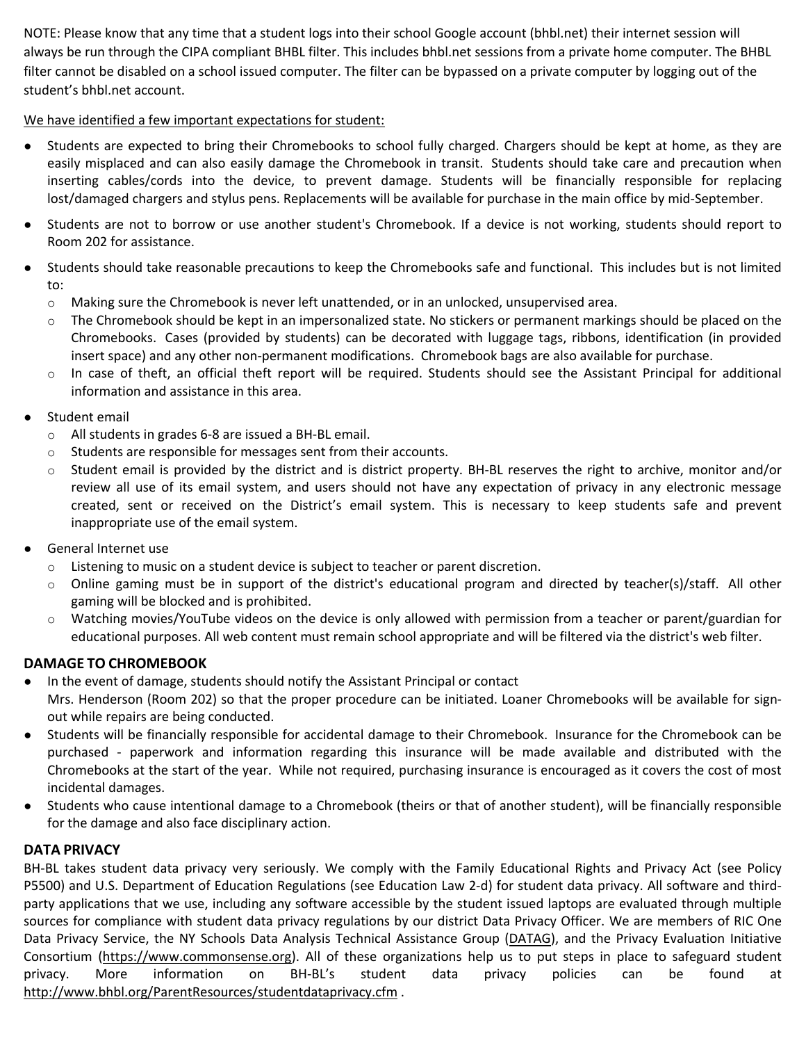NOTE: Please know that any time that a student logs into their school Google account (bhbl.net) their internet session will always be run through the CIPA compliant BHBL filter. This includes bhbl.net sessions from a private home computer. The BHBL filter cannot be disabled on a school issued computer. The filter can be bypassed on a private computer by logging out of the student's bhbl.net account.

<u>We have identified a few important expectations for student:</u>

- Students are expected to bring their Chromebooks to school fully charged. Chargers should be kept at home, as they are easily misplaced and can also easily damage the Chromebook in transit. Students should take care and precaution when inserting cables/cords into the device, to prevent damage. Students will be financially responsible for replacing lost/damaged chargers and stylus pens. Replacements will be available for purchase in the main office by mid-September.
- Students are not to borrow or use another student's Chromebook. If a device is not working, students should report to Room 202 for assistance.
- Students should take reasonable precautions to keep the Chromebooks safe and functional. This includes but is not limited to:
    - Making sure the Chromebook is never left unattended, or in an unlocked, unsupervised area.
    - The Chromebook should be kept in an impersonalized state. No stickers or permanent markings should be placed on the Chromebooks. Cases (provided by students) can be decorated with luggage tags, ribbons, identification (in provided insert space) and any other non-permanent modifications. Chromebook bags are also available for purchase.
    - In case of theft, an official theft report will be required. Students should see the Assistant Principal for additional information and assistance in this area.
- Student email
    - All students in grades 6-8 are issued a BH-BL email.
    - Students are responsible for messages sent from their accounts.
    - Student email is provided by the district and is district property. BH-BL reserves the right to archive, monitor and/or review all use of its email system, and users should not have any expectation of privacy in any electronic message created, sent or received on the District's email system. This is necessary to keep students safe and prevent inappropriate use of the email system.
- General Internet use
    - Listening to music on a student device is subject to teacher or parent discretion.
    - Online gaming must be in support of the district's educational program and directed by teacher(s)/staff. All other gaming will be blocked and is prohibited.
    - Watching movies/YouTube videos on the device is only allowed with permission from a teacher or parent/guardian for educational purposes. All web content must remain school appropriate and will be filtered via the district's web filter.

**DAMAGE TO CHROMEBOOK**

- In the event of damage, students should notify the Assistant Principal or contact Mrs. Henderson (Room 202) so that the proper procedure can be initiated. Loaner Chromebooks will be available for sign-out while repairs are being conducted.
- Students will be financially responsible for accidental damage to their Chromebook. Insurance for the Chromebook can be purchased - paperwork and information regarding this insurance will be made available and distributed with the Chromebooks at the start of the year. While not required, purchasing insurance is encouraged as it covers the cost of most incidental damages.
- Students who cause intentional damage to a Chromebook (theirs or that of another student), will be financially responsible for the damage and also face disciplinary action.

**DATA PRIVACY**

BH-BL takes student data privacy very seriously. We comply with the Family Educational Rights and Privacy Act (see Policy P5500) and U.S. Department of Education Regulations (see Education Law 2-d) for student data privacy. All software and third-party applications that we use, including any software accessible by the student issued laptops are evaluated through multiple sources for compliance with student data privacy regulations by our district Data Privacy Officer. We are members of RIC One Data Privacy Service, the NY Schools Data Analysis Technical Assistance Group (<u>DATAG</u>), and the Privacy Evaluation Initiative Consortium (<u>https://www.commonsense.org</u>). All of these organizations help us to put steps in place to safeguard student privacy. More information on BH-BL's student data privacy policies can be found at <u>http://www.bhbl.org/ParentResources/studentdataprivacy.cfm</u> .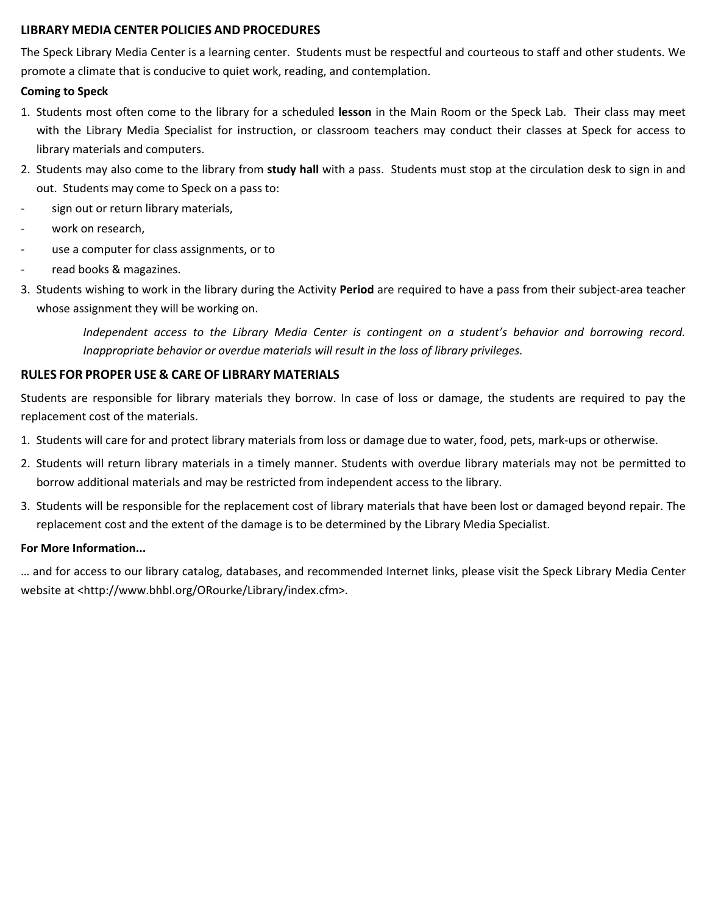## LIBRARY MEDIA CENTER POLICIES AND PROCEDURES

The Speck Library Media Center is a learning center. Students must be respectful and courteous to staff and other students. We promote a climate that is conducive to quiet work, reading, and contemplation.

### Coming to Speck

1. Students most often come to the library for a scheduled **lesson** in the Main Room or the Speck Lab. Their class may meet with the Library Media Specialist for instruction, or classroom teachers may conduct their classes at Speck for access to library materials and computers.
2. Students may also come to the library from **study hall** with a pass. Students must stop at the circulation desk to sign in and out. Students may come to Speck on a pass to:
   - sign out or return library materials,
   - work on research,
   - use a computer for class assignments, or to
   - read books & magazines.
3. Students wishing to work in the library during the Activity **Period** are required to have a pass from their subject-area teacher whose assignment they will be working on.

> *Independent access to the Library Media Center is contingent on a student's behavior and borrowing record. Inappropriate behavior or overdue materials will result in the loss of library privileges.*

## RULES FOR PROPER USE & CARE OF LIBRARY MATERIALS

Students are responsible for library materials they borrow. In case of loss or damage, the students are required to pay the replacement cost of the materials.

1. Students will care for and protect library materials from loss or damage due to water, food, pets, mark-ups or otherwise.
2. Students will return library materials in a timely manner. Students with overdue library materials may not be permitted to borrow additional materials and may be restricted from independent access to the library.
3. Students will be responsible for the replacement cost of library materials that have been lost or damaged beyond repair. The replacement cost and the extent of the damage is to be determined by the Library Media Specialist.

### For More Information...

… and for access to our library catalog, databases, and recommended Internet links, please visit the Speck Library Media Center website at <http://www.bhbl.org/ORourke/Library/index.cfm>.